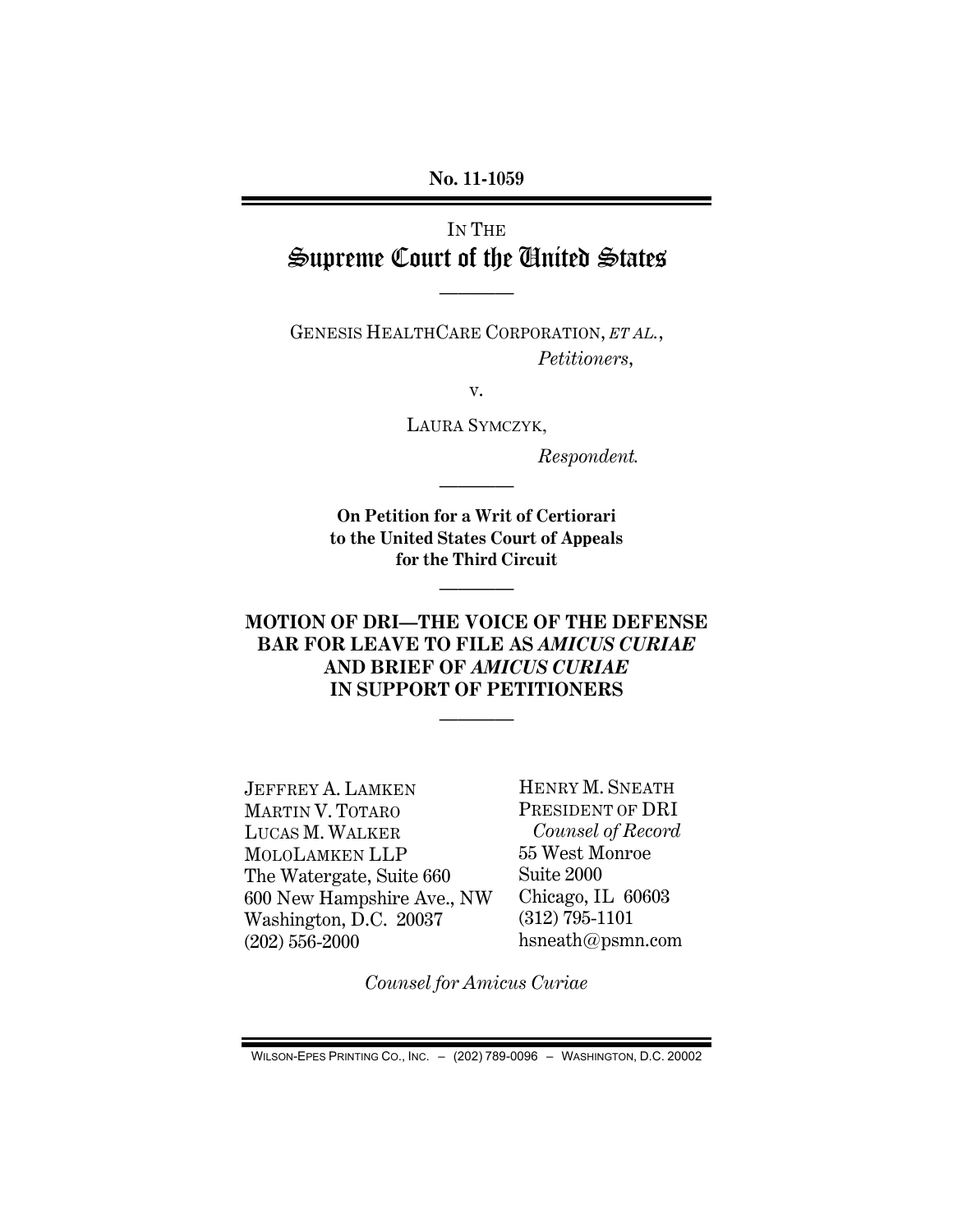**No. 11-1059**

IN THE

# Supreme Court of the United States

---

GENESIS HEALTHCARE CORPORATION, *ET AL.*,

*Petitioners*,

v.

LAURA SYMCZYK,

*Respondent.*

---

**On Petition for a Writ of Certiorari to the United States Court of Appeals for the Third Circuit**

---

**MOTION OF DRI—THE VOICE OF THE DEFENSE BAR FOR LEAVE TO FILE AS *AMICUS CURIAE* AND BRIEF OF *AMICUS CURIAE* IN SUPPORT OF PETITIONERS**

---

JEFFREY A. LAMKEN
MARTIN V. TOTARO
LUCAS M. WALKER
MOLOLAMKEN LLP
The Watergate, Suite 660
600 New Hampshire Ave., NW
Washington, D.C. 20037
(202) 556-2000

HENRY M. SNEATH
PRESIDENT OF DRI
*Counsel of Record*
55 West Monroe
Suite 2000
Chicago, IL 60603
(312) 795-1101
hsneath@psmn.com

*Counsel for Amicus Curiae*

WILSON-EPES PRINTING CO., INC. – (202) 789-0096 – WASHINGTON, D.C. 20002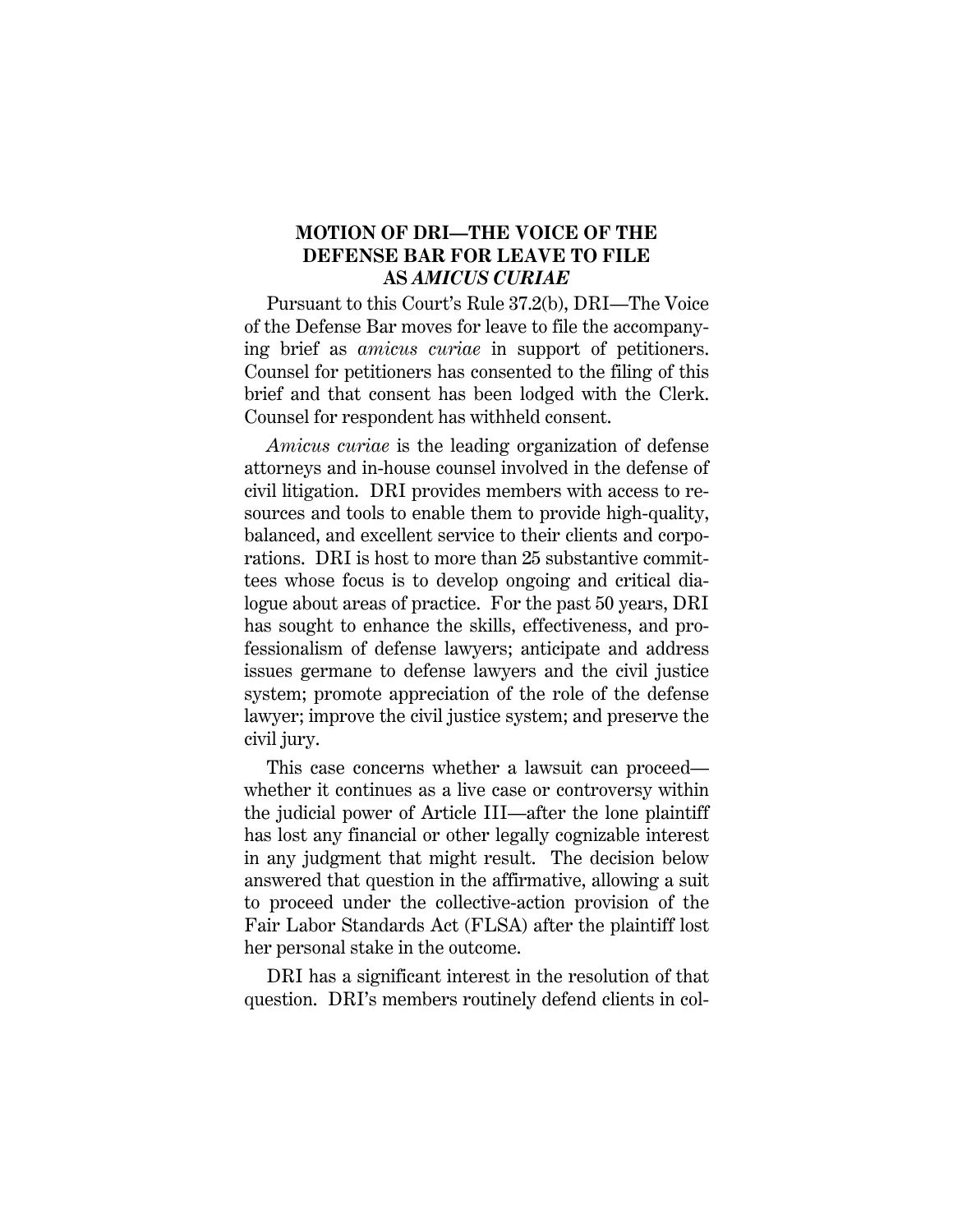## MOTION OF DRI—THE VOICE OF THE DEFENSE BAR FOR LEAVE TO FILE AS *AMICUS CURIAE*

Pursuant to this Court's Rule 37.2(b), DRI—The Voice of the Defense Bar moves for leave to file the accompanying brief as *amicus curiae* in support of petitioners. Counsel for petitioners has consented to the filing of this brief and that consent has been lodged with the Clerk. Counsel for respondent has withheld consent.

*Amicus curiae* is the leading organization of defense attorneys and in-house counsel involved in the defense of civil litigation. DRI provides members with access to resources and tools to enable them to provide high-quality, balanced, and excellent service to their clients and corporations. DRI is host to more than 25 substantive committees whose focus is to develop ongoing and critical dialogue about areas of practice. For the past 50 years, DRI has sought to enhance the skills, effectiveness, and professionalism of defense lawyers; anticipate and address issues germane to defense lawyers and the civil justice system; promote appreciation of the role of the defense lawyer; improve the civil justice system; and preserve the civil jury.

This case concerns whether a lawsuit can proceed—whether it continues as a live case or controversy within the judicial power of Article III—after the lone plaintiff has lost any financial or other legally cognizable interest in any judgment that might result. The decision below answered that question in the affirmative, allowing a suit to proceed under the collective-action provision of the Fair Labor Standards Act (FLSA) after the plaintiff lost her personal stake in the outcome.

DRI has a significant interest in the resolution of that question. DRI's members routinely defend clients in col-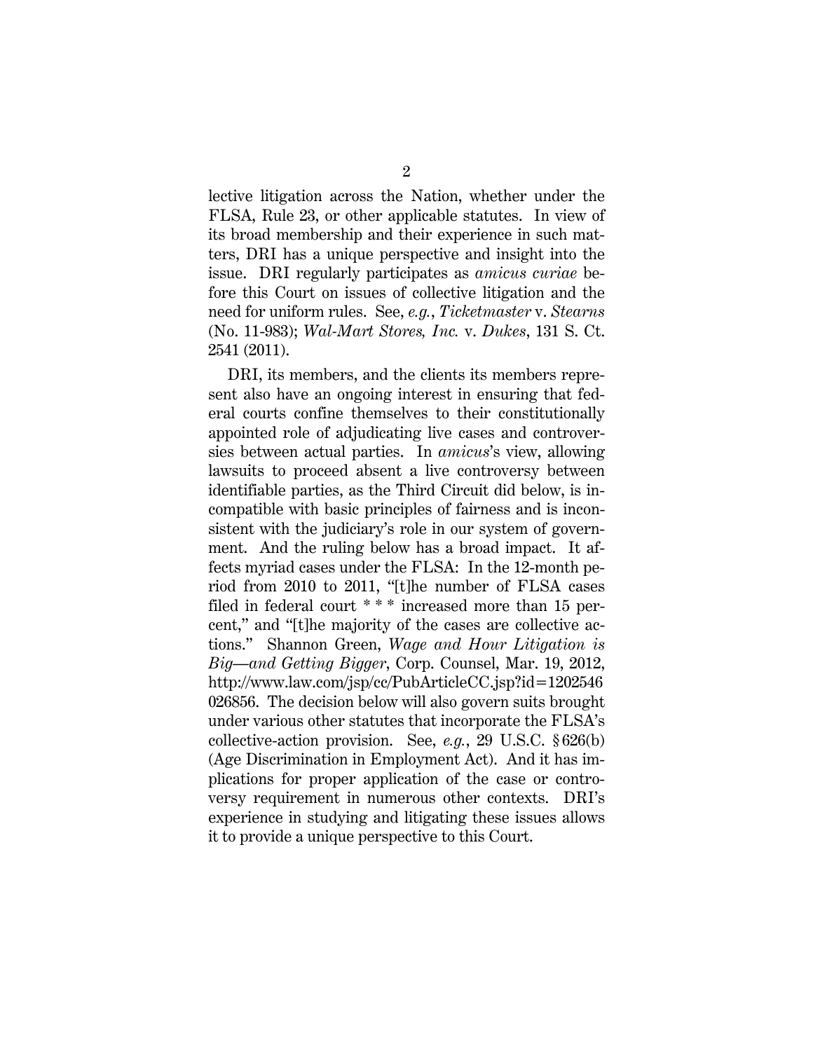lective litigation across the Nation, whether under the FLSA, Rule 23, or other applicable statutes. In view of its broad membership and their experience in such matters, DRI has a unique perspective and insight into the issue. DRI regularly participates as *amicus curiae* before this Court on issues of collective litigation and the need for uniform rules. See, *e.g.*, *Ticketmaster* v. *Stearns* (No. 11-983); *Wal-Mart Stores, Inc.* v. *Dukes*, 131 S. Ct. 2541 (2011).

DRI, its members, and the clients its members represent also have an ongoing interest in ensuring that federal courts confine themselves to their constitutionally appointed role of adjudicating live cases and controversies between actual parties. In *amicus*'s view, allowing lawsuits to proceed absent a live controversy between identifiable parties, as the Third Circuit did below, is incompatible with basic principles of fairness and is inconsistent with the judiciary's role in our system of government. And the ruling below has a broad impact. It affects myriad cases under the FLSA: In the 12-month period from 2010 to 2011, "[t]he number of FLSA cases filed in federal court * * * increased more than 15 percent," and "[t]he majority of the cases are collective actions." Shannon Green, *Wage and Hour Litigation is Big—and Getting Bigger*, Corp. Counsel, Mar. 19, 2012, http://www.law.com/jsp/cc/PubArticleCC.jsp?id=1202546026856. The decision below will also govern suits brought under various other statutes that incorporate the FLSA's collective-action provision. See, *e.g.*, 29 U.S.C. § 626(b) (Age Discrimination in Employment Act). And it has implications for proper application of the case or controversy requirement in numerous other contexts. DRI's experience in studying and litigating these issues allows it to provide a unique perspective to this Court.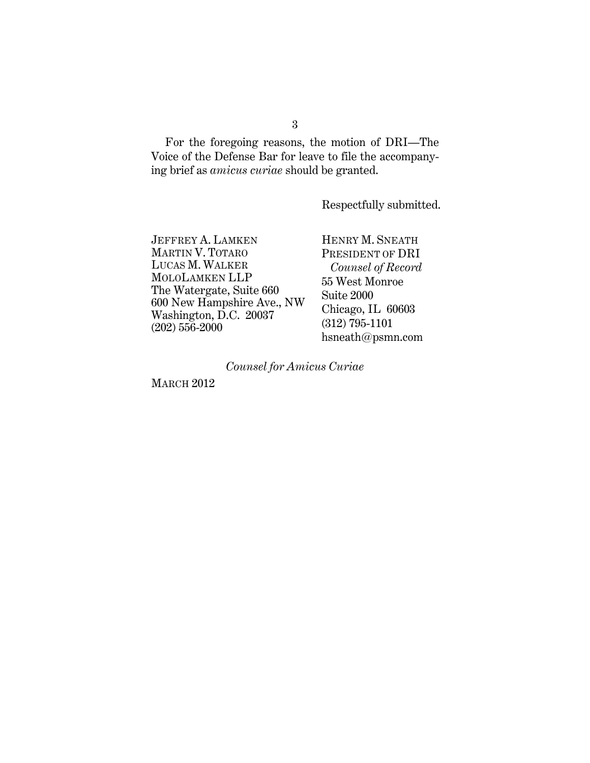For the foregoing reasons, the motion of DRI—The Voice of the Defense Bar for leave to file the accompanying brief as *amicus curiae* should be granted.

Respectfully submitted.

JEFFREY A. LAMKEN
MARTIN V. TOTARO
LUCAS M. WALKER
MOLOLAMKEN LLP
The Watergate, Suite 660
600 New Hampshire Ave., NW
Washington, D.C. 20037
(202) 556-2000

HENRY M. SNEATH
PRESIDENT OF DRI
*Counsel of Record*
55 West Monroe
Suite 2000
Chicago, IL 60603
(312) 795-1101
hsneath@psmn.com

*Counsel for Amicus Curiae*

MARCH 2012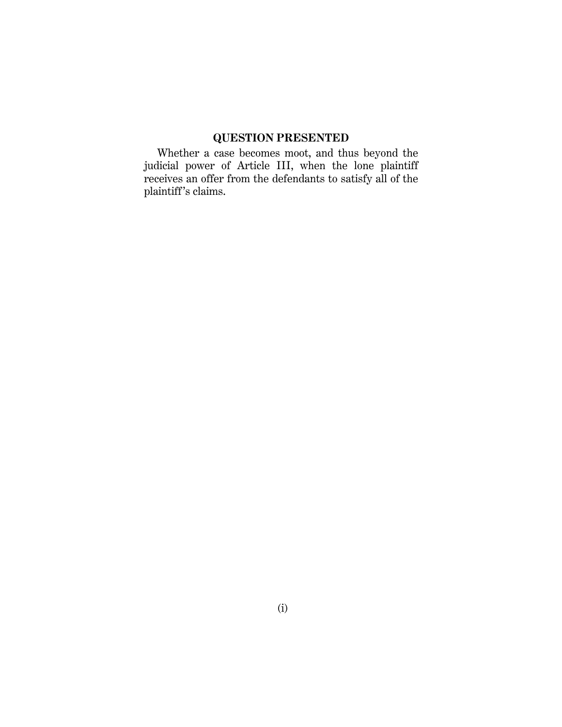## QUESTION PRESENTED

Whether a case becomes moot, and thus beyond the judicial power of Article III, when the lone plaintiff receives an offer from the defendants to satisfy all of the plaintiff's claims.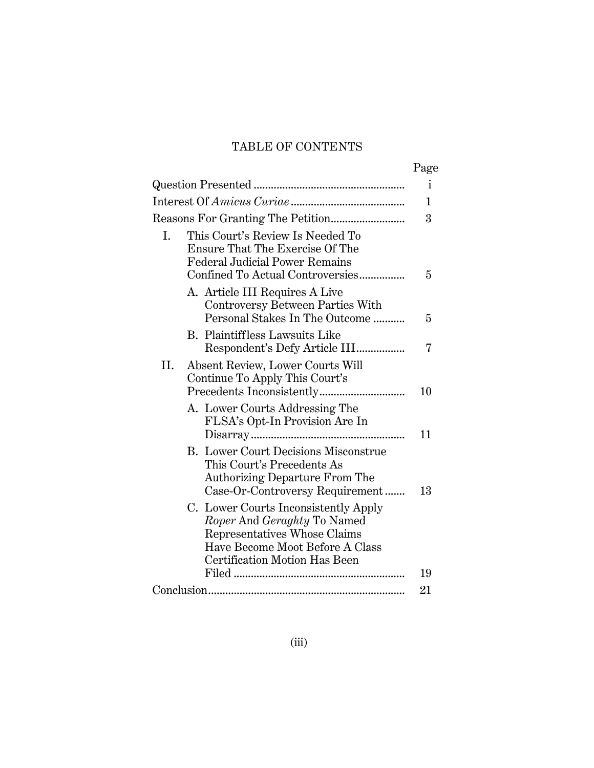# TABLE OF CONTENTS

| | Page |
|---|---|
| Question Presented | i |
| Interest Of *Amicus Curiae* | 1 |
| Reasons For Granting The Petition | 3 |
| I. This Court's Review Is Needed To Ensure That The Exercise Of The Federal Judicial Power Remains Confined To Actual Controversies | 5 |
| A. Article III Requires A Live Controversy Between Parties With Personal Stakes In The Outcome | 5 |
| B. Plaintiffless Lawsuits Like Respondent's Defy Article III | 7 |
| II. Absent Review, Lower Courts Will Continue To Apply This Court's Precedents Inconsistently | 10 |
| A. Lower Courts Addressing The FLSA's Opt-In Provision Are In Disarray | 11 |
| B. Lower Court Decisions Misconstrue This Court's Precedents As Authorizing Departure From The Case-Or-Controversy Requirement | 13 |
| C. Lower Courts Inconsistently Apply *Roper* And *Geraghty* To Named Representatives Whose Claims Have Become Moot Before A Class Certification Motion Has Been Filed | 19 |
| Conclusion | 21 |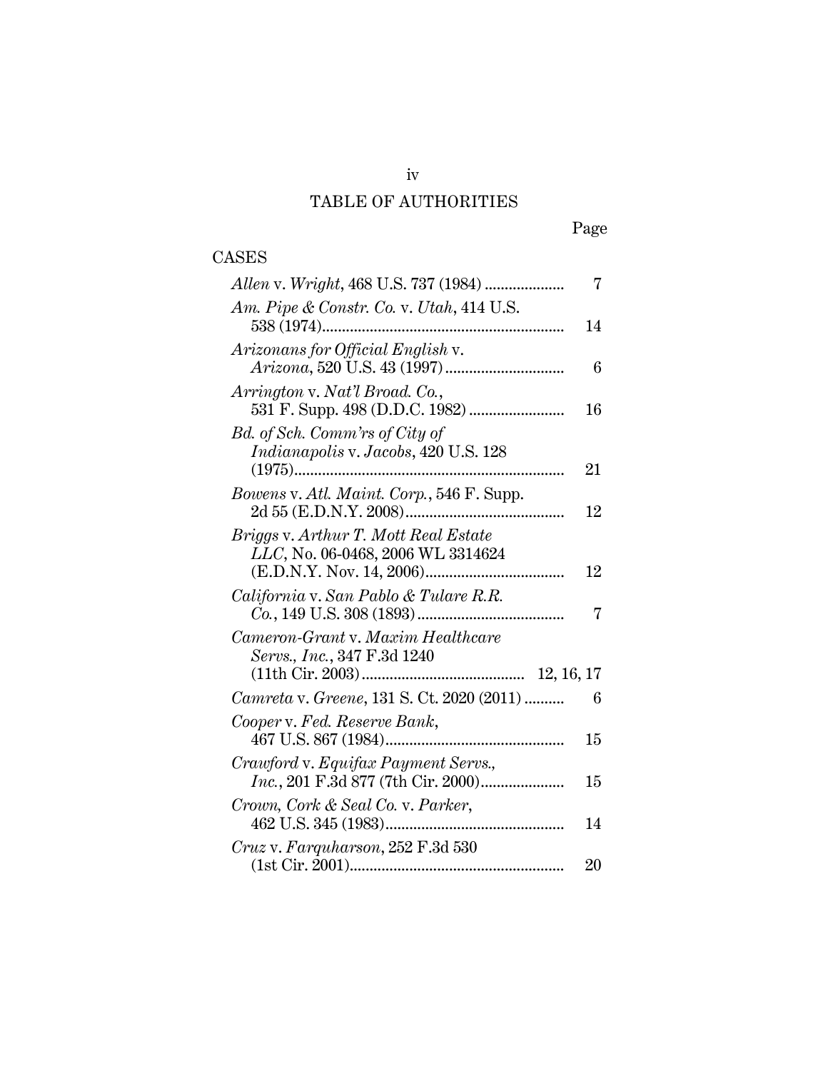# TABLE OF AUTHORITIES

Page

## CASES

*Allen* v. *Wright*, 468 U.S. 737 (1984) .................... 7

*Am. Pipe & Constr. Co.* v. *Utah*, 414 U.S. 538 (1974)............................................................. 14

*Arizonans for Official English* v. *Arizona*, 520 U.S. 43 (1997).............................. 6

*Arrington* v. *Nat'l Broad. Co.*, 531 F. Supp. 498 (D.D.C. 1982)........................ 16

*Bd. of Sch. Comm'rs of City of Indianapolis* v. *Jacobs*, 420 U.S. 128 (1975)................................................................... 21

*Bowens* v. *Atl. Maint. Corp.*, 546 F. Supp. 2d 55 (E.D.N.Y. 2008)........................................ 12

*Briggs* v. *Arthur T. Mott Real Estate LLC*, No. 06-0468, 2006 WL 3314624 (E.D.N.Y. Nov. 14, 2006)................................... 12

*California* v. *San Pablo & Tulare R.R. Co.*, 149 U.S. 308 (1893)..................................... 7

*Cameron-Grant* v. *Maxim Healthcare Servs., Inc.*, 347 F.3d 1240 (11th Cir. 2003)......................................... 12, 16, 17

*Camreta* v. *Greene*, 131 S. Ct. 2020 (2011) .......... 6

*Cooper* v. *Fed. Reserve Bank*, 467 U.S. 867 (1984)............................................. 15

*Crawford* v. *Equifax Payment Servs., Inc.*, 201 F.3d 877 (7th Cir. 2000)..................... 15

*Crown, Cork & Seal Co.* v. *Parker*, 462 U.S. 345 (1983)............................................. 14

*Cruz* v. *Farquharson*, 252 F.3d 530 (1st Cir. 2001)....................................................... 20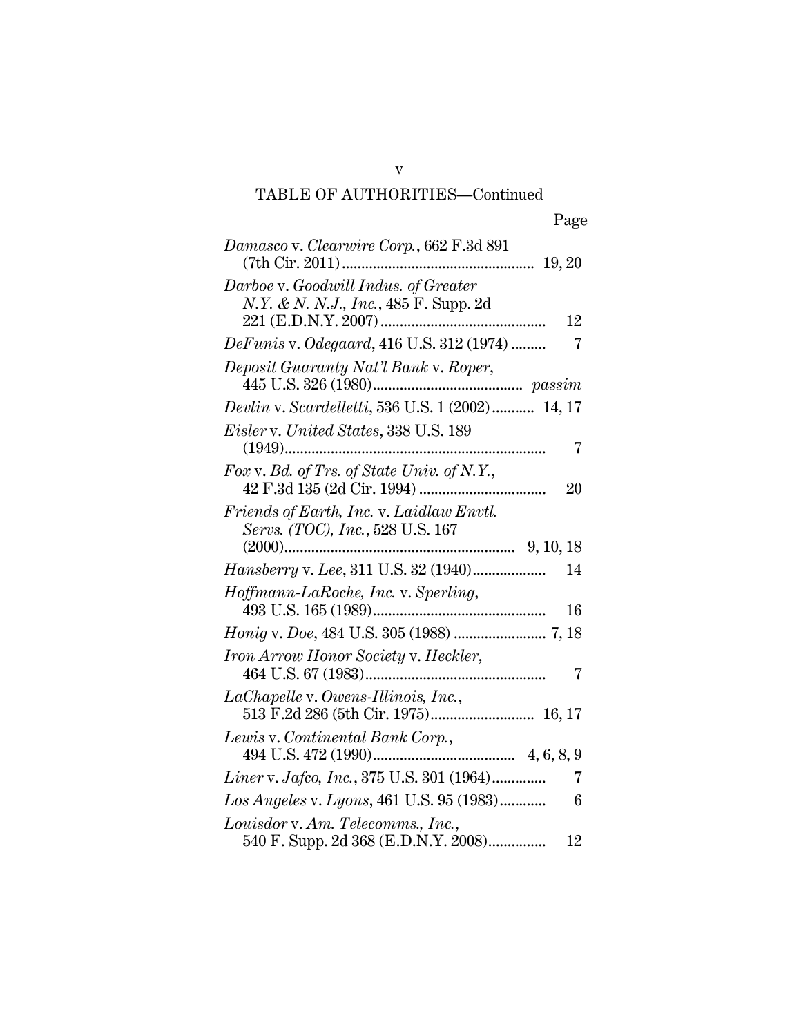TABLE OF AUTHORITIES—Continued

| | Page |
|---|---|
| *Damasco* v. *Clearwire Corp.*, 662 F.3d 891 (7th Cir. 2011) | 19, 20 |
| *Darboe* v. *Goodwill Indus. of Greater N.Y. & N. N.J., Inc.*, 485 F. Supp. 2d 221 (E.D.N.Y. 2007) | 12 |
| *DeFunis* v. *Odegaard*, 416 U.S. 312 (1974) | 7 |
| *Deposit Guaranty Nat'l Bank* v. *Roper*, 445 U.S. 326 (1980) | *passim* |
| *Devlin* v. *Scardelletti*, 536 U.S. 1 (2002) | 14, 17 |
| *Eisler* v. *United States*, 338 U.S. 189 (1949) | 7 |
| *Fox* v. *Bd. of Trs. of State Univ. of N.Y.*, 42 F.3d 135 (2d Cir. 1994) | 20 |
| *Friends of Earth, Inc.* v. *Laidlaw Envtl. Servs. (TOC), Inc.*, 528 U.S. 167 (2000) | 9, 10, 18 |
| *Hansberry* v. *Lee*, 311 U.S. 32 (1940) | 14 |
| *Hoffmann-LaRoche, Inc.* v. *Sperling*, 493 U.S. 165 (1989) | 16 |
| *Honig* v. *Doe*, 484 U.S. 305 (1988) | 7, 18 |
| *Iron Arrow Honor Society* v. *Heckler*, 464 U.S. 67 (1983) | 7 |
| *LaChapelle* v. *Owens-Illinois, Inc.*, 513 F.2d 286 (5th Cir. 1975) | 16, 17 |
| *Lewis* v. *Continental Bank Corp.*, 494 U.S. 472 (1990) | 4, 6, 8, 9 |
| *Liner* v. *Jafco, Inc.*, 375 U.S. 301 (1964) | 7 |
| *Los Angeles* v. *Lyons*, 461 U.S. 95 (1983) | 6 |
| *Louisdor* v. *Am. Telecomms., Inc.*, 540 F. Supp. 2d 368 (E.D.N.Y. 2008) | 12 |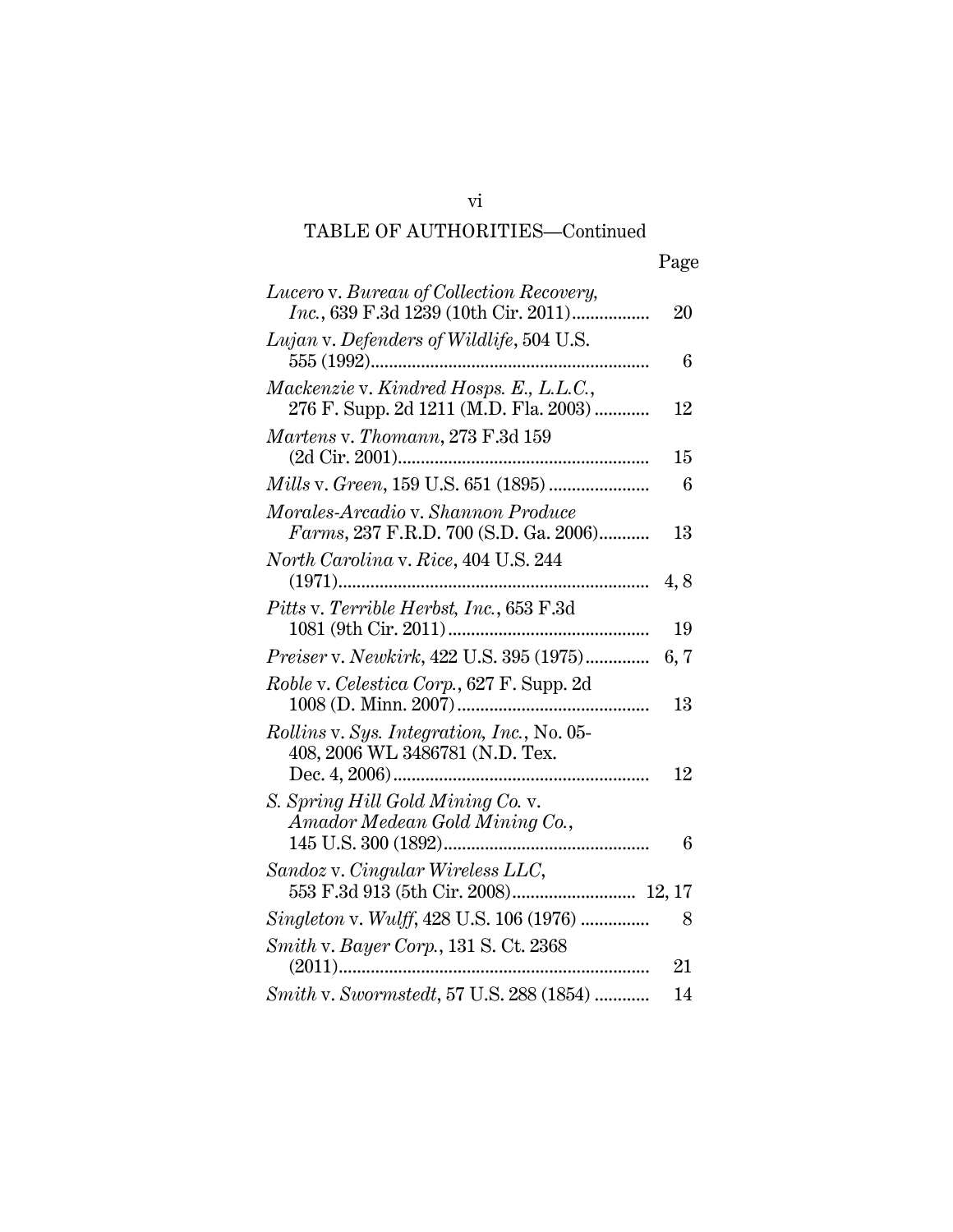TABLE OF AUTHORITIES—Continued

| | Page |
|---|---|
| *Lucero* v. *Bureau of Collection Recovery, Inc.*, 639 F.3d 1239 (10th Cir. 2011) | 20 |
| *Lujan* v. *Defenders of Wildlife*, 504 U.S. 555 (1992) | 6 |
| *Mackenzie* v. *Kindred Hosps. E., L.L.C.*, 276 F. Supp. 2d 1211 (M.D. Fla. 2003) | 12 |
| *Martens* v. *Thomann*, 273 F.3d 159 (2d Cir. 2001) | 15 |
| *Mills* v. *Green*, 159 U.S. 651 (1895) | 6 |
| *Morales-Arcadio* v. *Shannon Produce Farms*, 237 F.R.D. 700 (S.D. Ga. 2006) | 13 |
| *North Carolina* v. *Rice*, 404 U.S. 244 (1971) | 4, 8 |
| *Pitts* v. *Terrible Herbst, Inc.*, 653 F.3d 1081 (9th Cir. 2011) | 19 |
| *Preiser* v. *Newkirk*, 422 U.S. 395 (1975) | 6, 7 |
| *Roble* v. *Celestica Corp.*, 627 F. Supp. 2d 1008 (D. Minn. 2007) | 13 |
| *Rollins* v. *Sys. Integration, Inc.*, No. 05-408, 2006 WL 3486781 (N.D. Tex. Dec. 4, 2006) | 12 |
| *S. Spring Hill Gold Mining Co.* v. *Amador Medean Gold Mining Co.*, 145 U.S. 300 (1892) | 6 |
| *Sandoz* v. *Cingular Wireless LLC*, 553 F.3d 913 (5th Cir. 2008) | 12, 17 |
| *Singleton* v. *Wulff*, 428 U.S. 106 (1976) | 8 |
| *Smith* v. *Bayer Corp.*, 131 S. Ct. 2368 (2011) | 21 |
| *Smith* v. *Swormstedt*, 57 U.S. 288 (1854) | 14 |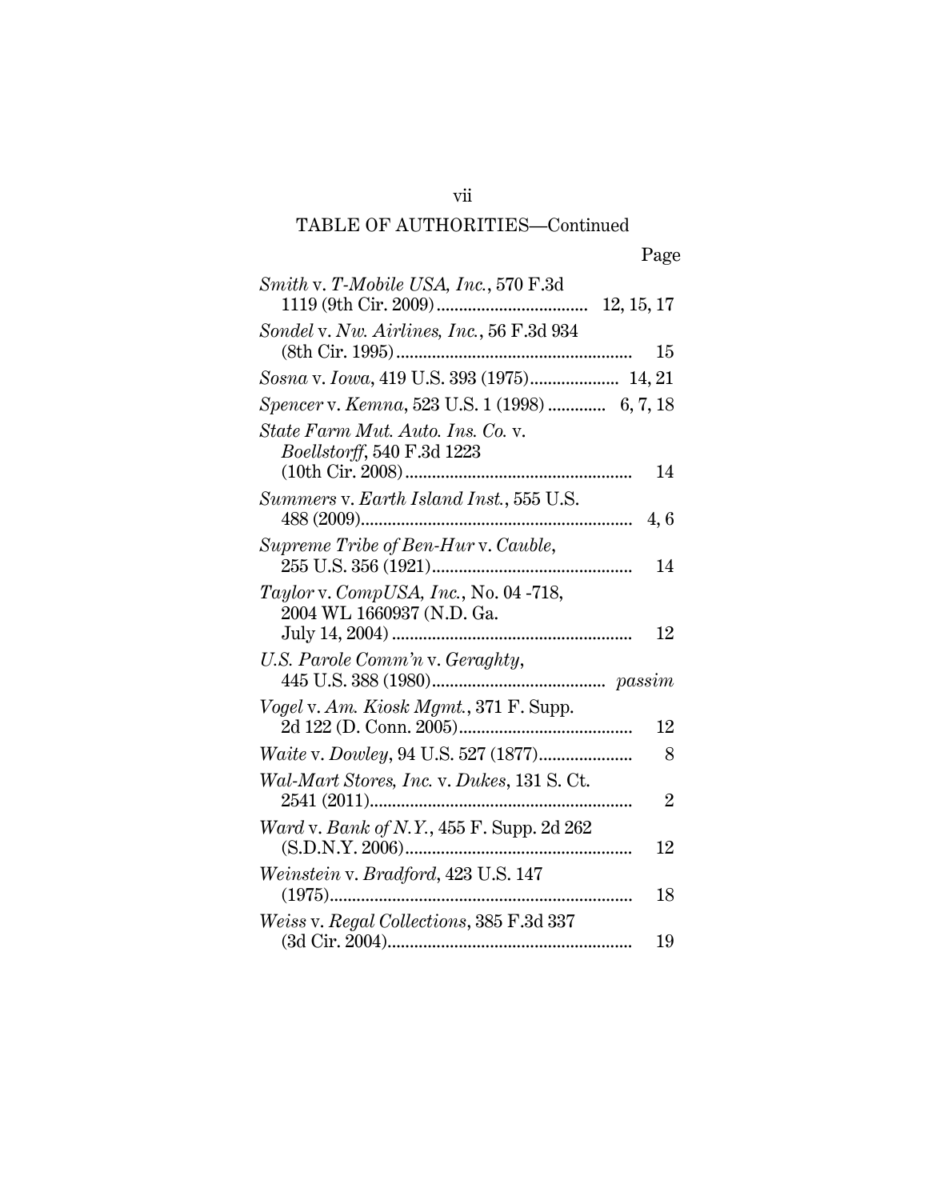TABLE OF AUTHORITIES—Continued

| | Page |
|---|---|
| *Smith* v. *T-Mobile USA, Inc.*, 570 F.3d 1119 (9th Cir. 2009) | 12, 15, 17 |
| *Sondel* v. *Nw. Airlines, Inc.*, 56 F.3d 934 (8th Cir. 1995) | 15 |
| *Sosna* v. *Iowa*, 419 U.S. 393 (1975) | 14, 21 |
| *Spencer* v. *Kemna*, 523 U.S. 1 (1998) | 6, 7, 18 |
| *State Farm Mut. Auto. Ins. Co.* v. *Boellstorff*, 540 F.3d 1223 (10th Cir. 2008) | 14 |
| *Summers* v. *Earth Island Inst.*, 555 U.S. 488 (2009) | 4, 6 |
| *Supreme Tribe of Ben-Hur* v. *Cauble*, 255 U.S. 356 (1921) | 14 |
| *Taylor* v. *CompUSA, Inc.*, No. 04 -718, 2004 WL 1660937 (N.D. Ga. July 14, 2004) | 12 |
| *U.S. Parole Comm'n* v. *Geraghty*, 445 U.S. 388 (1980) | *passim* |
| *Vogel* v. *Am. Kiosk Mgmt.*, 371 F. Supp. 2d 122 (D. Conn. 2005) | 12 |
| *Waite* v. *Dowley*, 94 U.S. 527 (1877) | 8 |
| *Wal-Mart Stores, Inc.* v. *Dukes*, 131 S. Ct. 2541 (2011) | 2 |
| *Ward* v. *Bank of N.Y.*, 455 F. Supp. 2d 262 (S.D.N.Y. 2006) | 12 |
| *Weinstein* v. *Bradford*, 423 U.S. 147 (1975) | 18 |
| *Weiss* v. *Regal Collections*, 385 F.3d 337 (3d Cir. 2004) | 19 |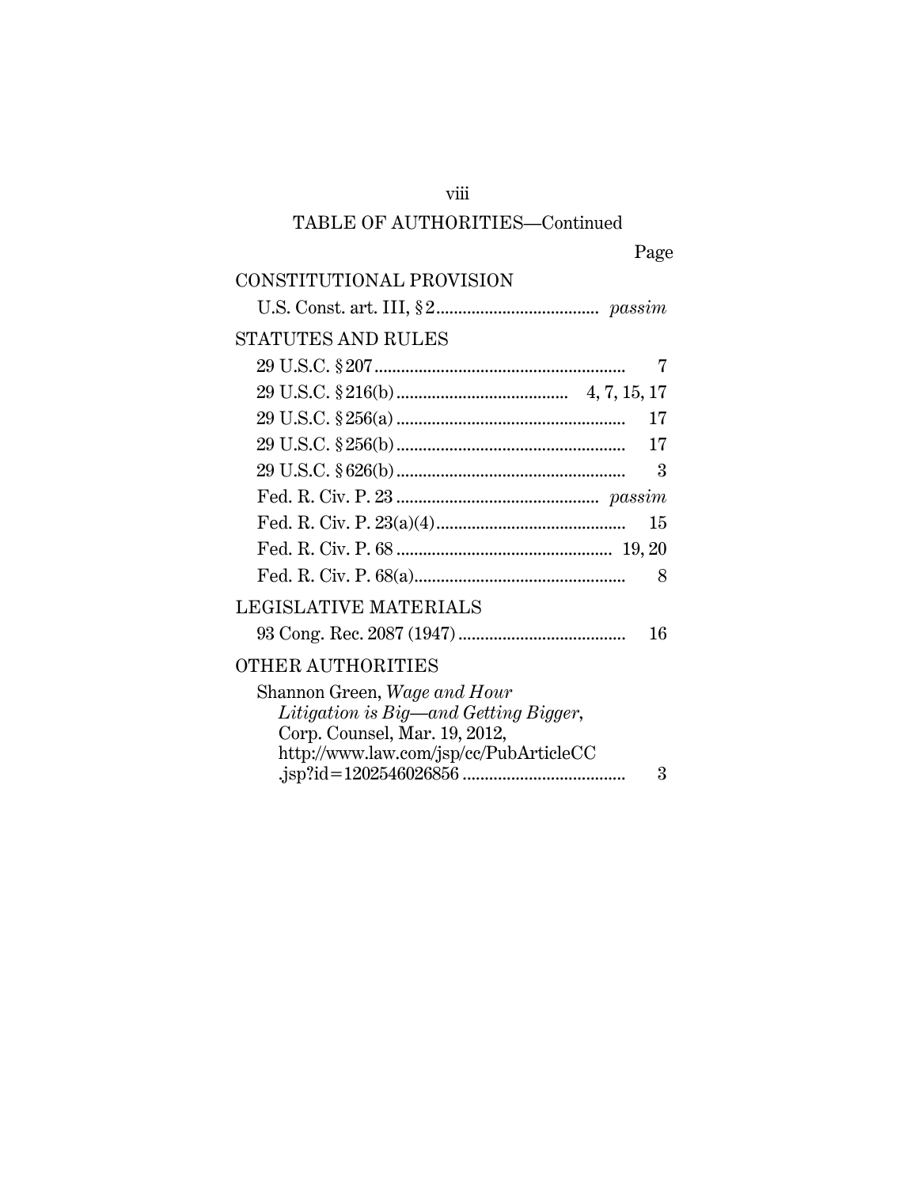TABLE OF AUTHORITIES—Continued

| | Page |
|---|---|
| **CONSTITUTIONAL PROVISION** | |
| U.S. Const. art. III, § 2 | *passim* |
| **STATUTES AND RULES** | |
| 29 U.S.C. § 207 | 7 |
| 29 U.S.C. § 216(b) | 4, 7, 15, 17 |
| 29 U.S.C. § 256(a) | 17 |
| 29 U.S.C. § 256(b) | 17 |
| 29 U.S.C. § 626(b) | 3 |
| Fed. R. Civ. P. 23 | *passim* |
| Fed. R. Civ. P. 23(a)(4) | 15 |
| Fed. R. Civ. P. 68 | 19, 20 |
| Fed. R. Civ. P. 68(a) | 8 |
| **LEGISLATIVE MATERIALS** | |
| 93 Cong. Rec. 2087 (1947) | 16 |
| **OTHER AUTHORITIES** | |
| Shannon Green, *Wage and Hour Litigation is Big—and Getting Bigger*, Corp. Counsel, Mar. 19, 2012, http://www.law.com/jsp/cc/PubArticleCC.jsp?id=1202546026856 | 3 |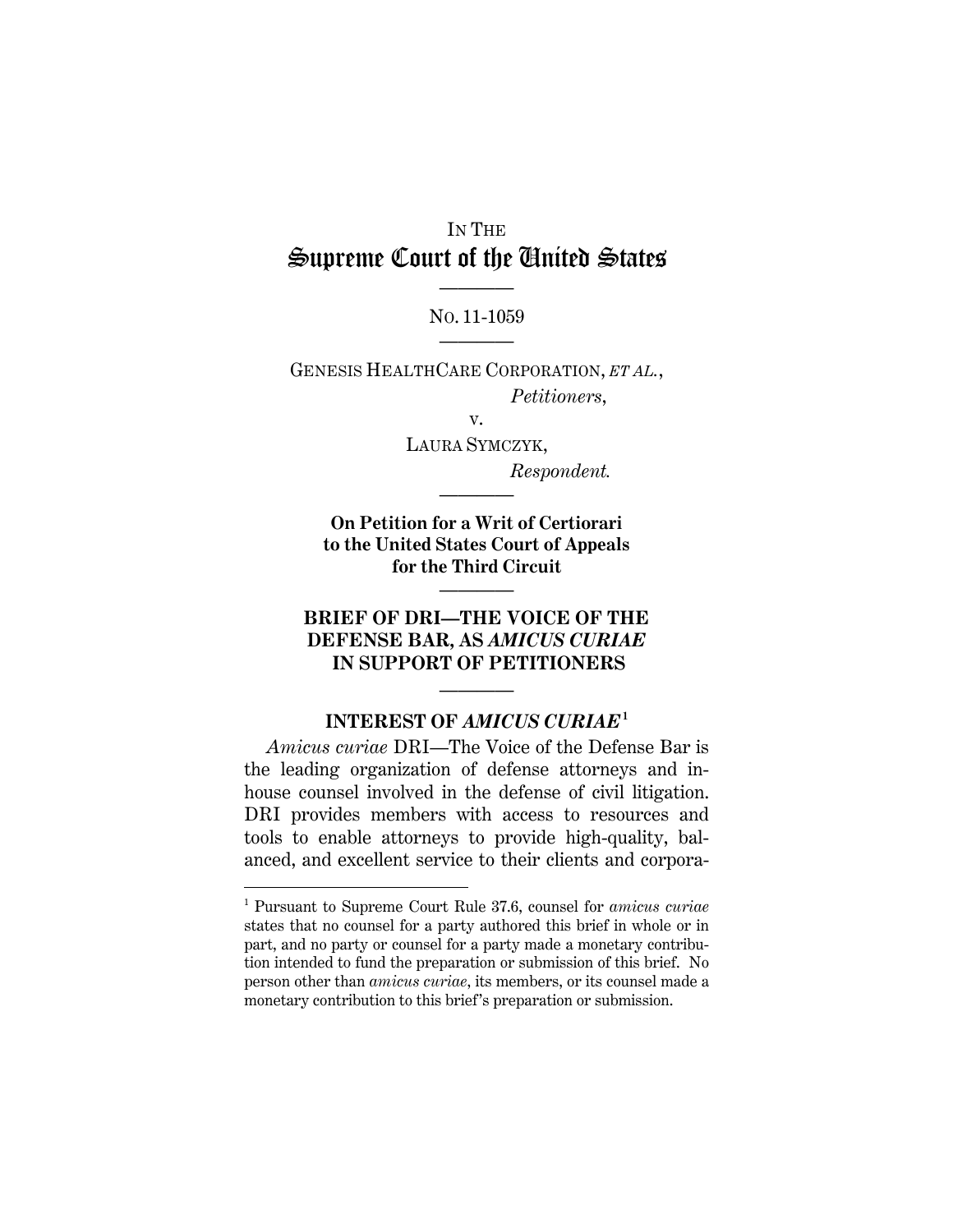IN THE

# Supreme Court of the United States

---

NO. 11-1059

---

GENESIS HEALTHCARE CORPORATION, *ET AL.*,

*Petitioners*,

v.

LAURA SYMCZYK,

*Respondent.*

---

**On Petition for a Writ of Certiorari to the United States Court of Appeals for the Third Circuit**

---

**BRIEF OF DRI—THE VOICE OF THE DEFENSE BAR, AS *AMICUS CURIAE* IN SUPPORT OF PETITIONERS**

---

## INTEREST OF *AMICUS CURIAE*[1]

*Amicus curiae* DRI—The Voice of the Defense Bar is the leading organization of defense attorneys and in-house counsel involved in the defense of civil litigation. DRI provides members with access to resources and tools to enable attorneys to provide high-quality, balanced, and excellent service to their clients and corpora-

[1] Pursuant to Supreme Court Rule 37.6, counsel for *amicus curiae* states that no counsel for a party authored this brief in whole or in part, and no party or counsel for a party made a monetary contribution intended to fund the preparation or submission of this brief. No person other than *amicus curiae*, its members, or its counsel made a monetary contribution to this brief's preparation or submission.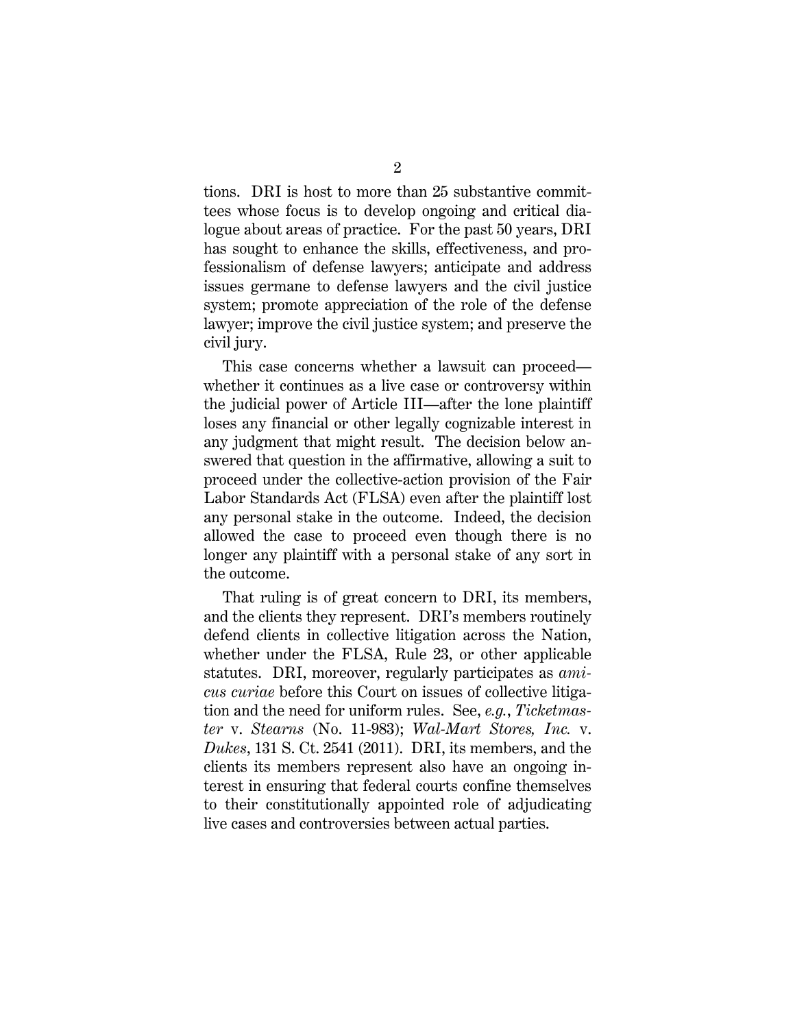tions. DRI is host to more than 25 substantive committees whose focus is to develop ongoing and critical dialogue about areas of practice. For the past 50 years, DRI has sought to enhance the skills, effectiveness, and professionalism of defense lawyers; anticipate and address issues germane to defense lawyers and the civil justice system; promote appreciation of the role of the defense lawyer; improve the civil justice system; and preserve the civil jury.

This case concerns whether a lawsuit can proceed—whether it continues as a live case or controversy within the judicial power of Article III—after the lone plaintiff loses any financial or other legally cognizable interest in any judgment that might result. The decision below answered that question in the affirmative, allowing a suit to proceed under the collective-action provision of the Fair Labor Standards Act (FLSA) even after the plaintiff lost any personal stake in the outcome. Indeed, the decision allowed the case to proceed even though there is no longer any plaintiff with a personal stake of any sort in the outcome.

That ruling is of great concern to DRI, its members, and the clients they represent. DRI's members routinely defend clients in collective litigation across the Nation, whether under the FLSA, Rule 23, or other applicable statutes. DRI, moreover, regularly participates as *amicus curiae* before this Court on issues of collective litigation and the need for uniform rules. See, *e.g.*, *Ticketmaster* v. *Stearns* (No. 11-983); *Wal-Mart Stores, Inc.* v. *Dukes*, 131 S. Ct. 2541 (2011). DRI, its members, and the clients its members represent also have an ongoing interest in ensuring that federal courts confine themselves to their constitutionally appointed role of adjudicating live cases and controversies between actual parties.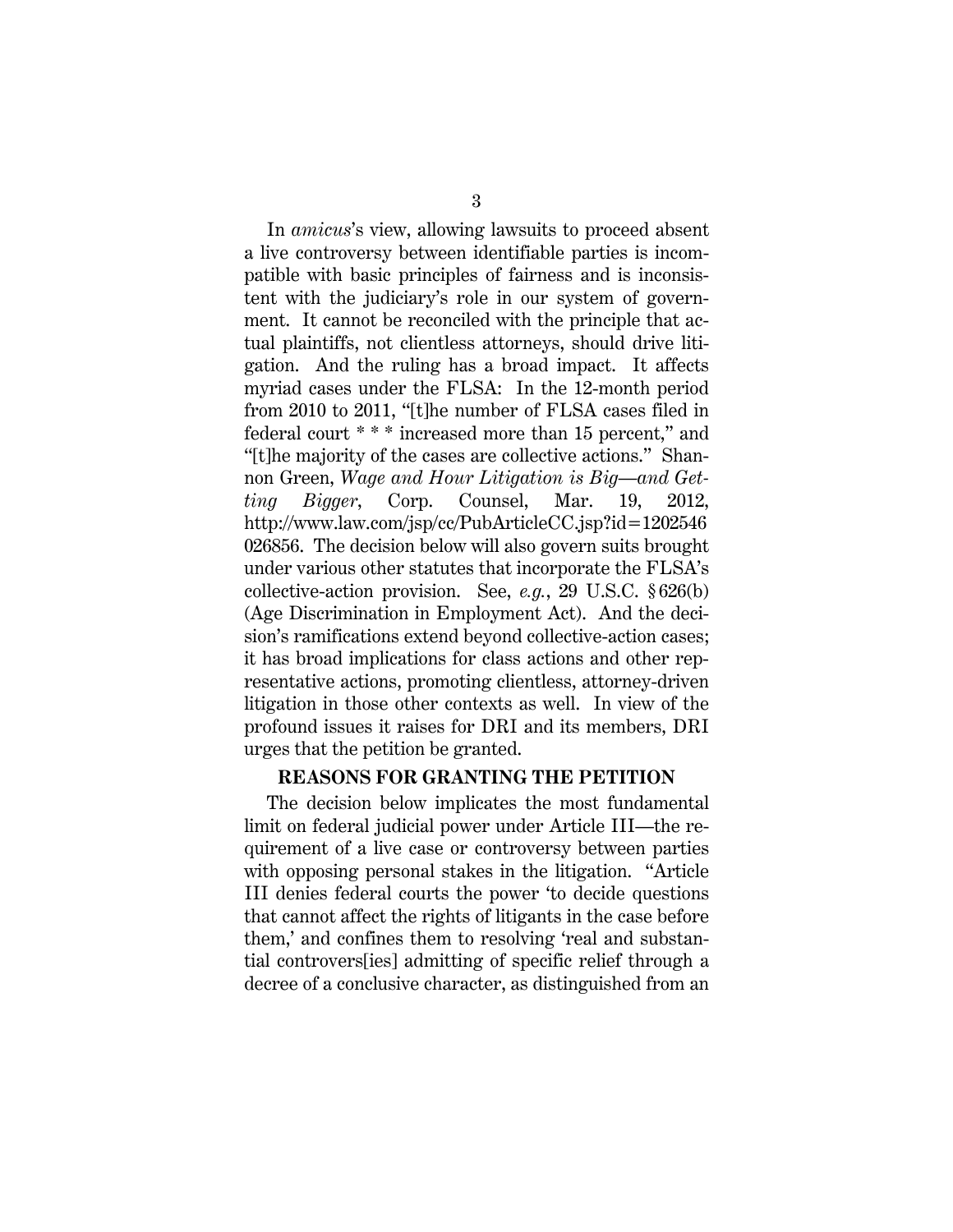In *amicus*'s view, allowing lawsuits to proceed absent a live controversy between identifiable parties is incompatible with basic principles of fairness and is inconsistent with the judiciary's role in our system of government. It cannot be reconciled with the principle that actual plaintiffs, not clientless attorneys, should drive litigation. And the ruling has a broad impact. It affects myriad cases under the FLSA: In the 12-month period from 2010 to 2011, "[t]he number of FLSA cases filed in federal court * * * increased more than 15 percent," and "[t]he majority of the cases are collective actions." Shannon Green, *Wage and Hour Litigation is Big—and Getting Bigger*, Corp. Counsel, Mar. 19, 2012, http://www.law.com/jsp/cc/PubArticleCC.jsp?id=1202546026856. The decision below will also govern suits brought under various other statutes that incorporate the FLSA's collective-action provision. See, *e.g.*, 29 U.S.C. § 626(b) (Age Discrimination in Employment Act). And the decision's ramifications extend beyond collective-action cases; it has broad implications for class actions and other representative actions, promoting clientless, attorney-driven litigation in those other contexts as well. In view of the profound issues it raises for DRI and its members, DRI urges that the petition be granted.

## REASONS FOR GRANTING THE PETITION

The decision below implicates the most fundamental limit on federal judicial power under Article III—the requirement of a live case or controversy between parties with opposing personal stakes in the litigation. "Article III denies federal courts the power 'to decide questions that cannot affect the rights of litigants in the case before them,' and confines them to resolving 'real and substantial controvers[ies] admitting of specific relief through a decree of a conclusive character, as distinguished from an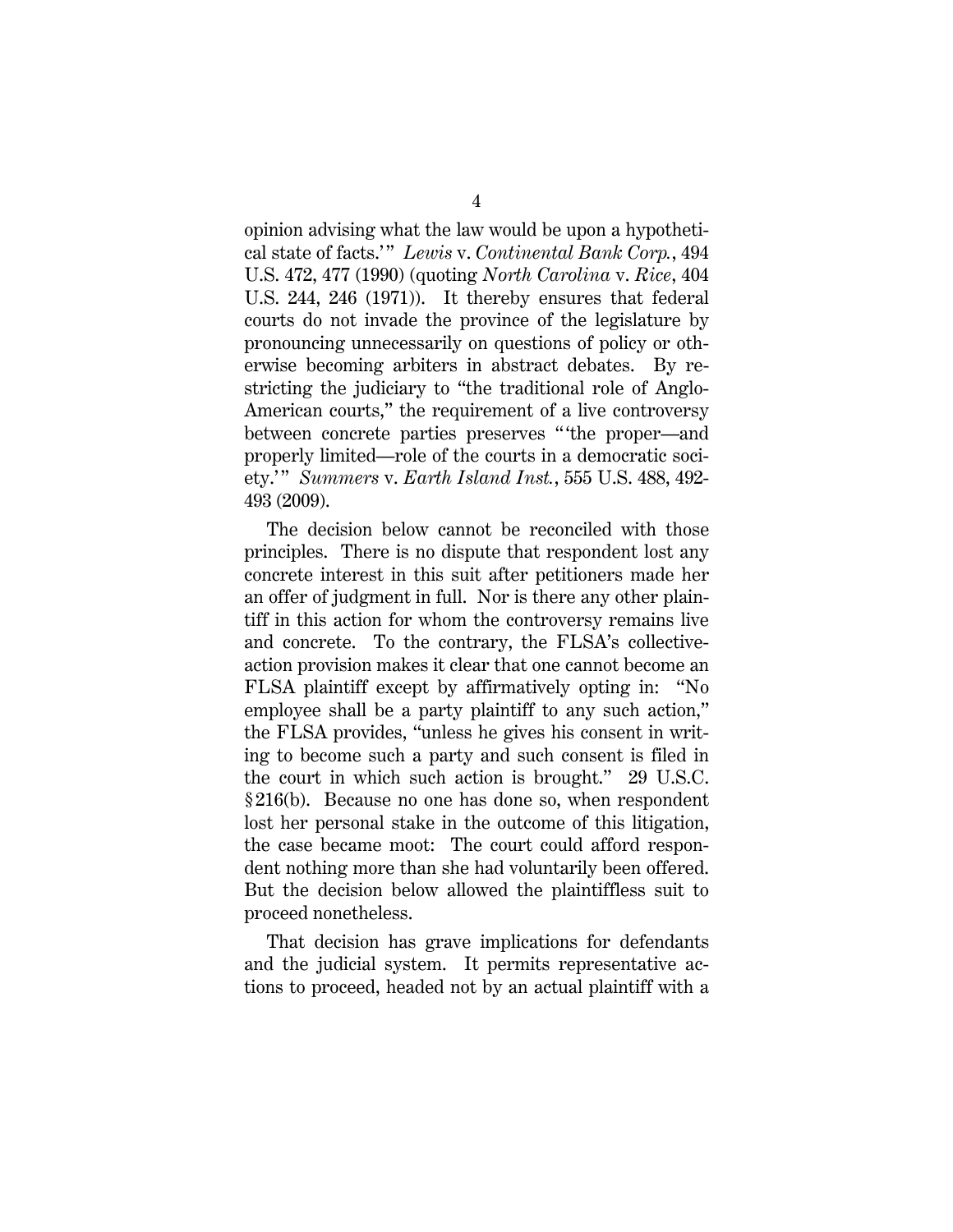opinion advising what the law would be upon a hypothetical state of facts.'" *Lewis* v. *Continental Bank Corp.*, 494 U.S. 472, 477 (1990) (quoting *North Carolina* v. *Rice*, 404 U.S. 244, 246 (1971)). It thereby ensures that federal courts do not invade the province of the legislature by pronouncing unnecessarily on questions of policy or otherwise becoming arbiters in abstract debates. By restricting the judiciary to "the traditional role of Anglo-American courts," the requirement of a live controversy between concrete parties preserves "'the proper—and properly limited—role of the courts in a democratic society.'" *Summers* v. *Earth Island Inst.*, 555 U.S. 488, 492-493 (2009).

The decision below cannot be reconciled with those principles. There is no dispute that respondent lost any concrete interest in this suit after petitioners made her an offer of judgment in full. Nor is there any other plaintiff in this action for whom the controversy remains live and concrete. To the contrary, the FLSA's collective-action provision makes it clear that one cannot become an FLSA plaintiff except by affirmatively opting in: "No employee shall be a party plaintiff to any such action," the FLSA provides, "unless he gives his consent in writing to become such a party and such consent is filed in the court in which such action is brought." 29 U.S.C. §216(b). Because no one has done so, when respondent lost her personal stake in the outcome of this litigation, the case became moot: The court could afford respondent nothing more than she had voluntarily been offered. But the decision below allowed the plaintiffless suit to proceed nonetheless.

That decision has grave implications for defendants and the judicial system. It permits representative actions to proceed, headed not by an actual plaintiff with a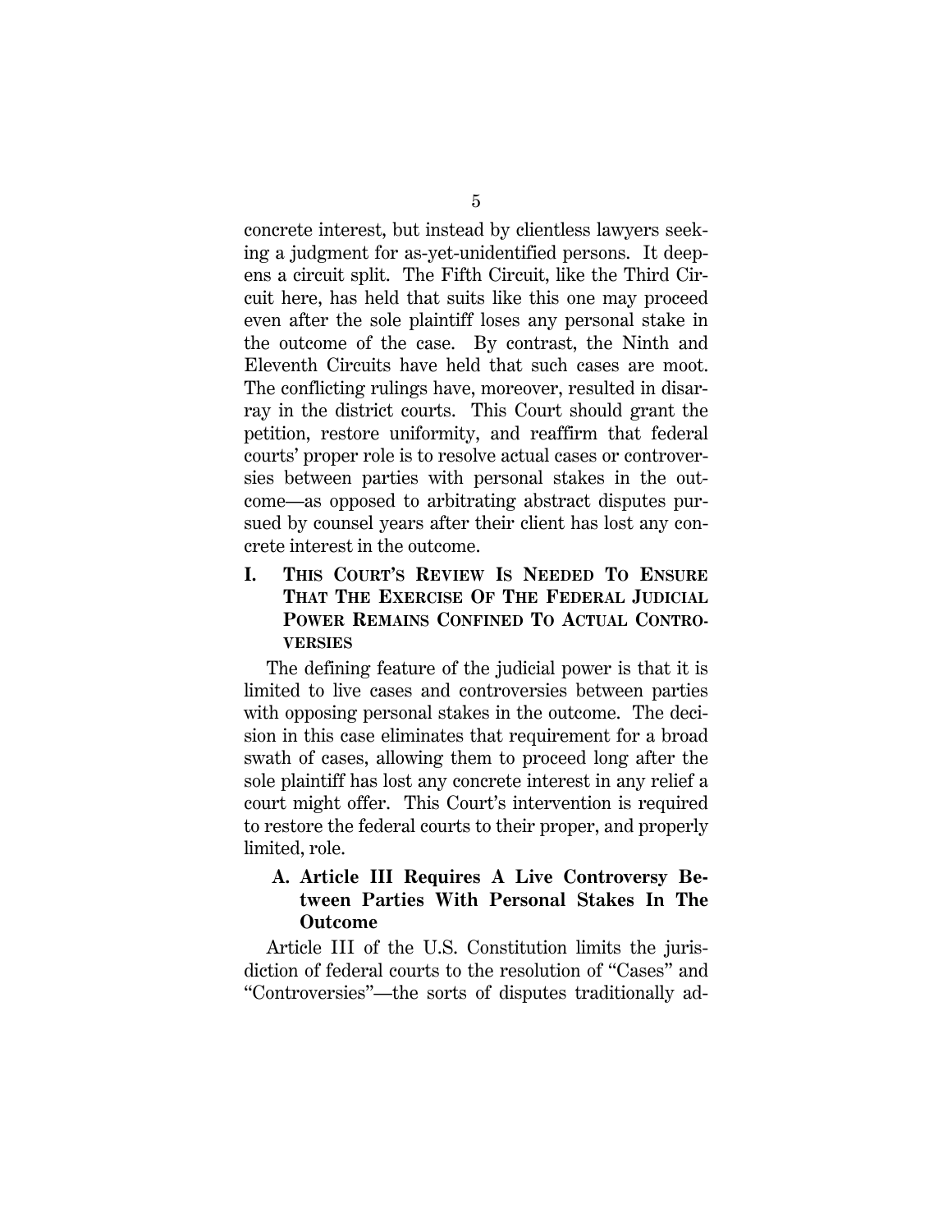concrete interest, but instead by clientless lawyers seeking a judgment for as-yet-unidentified persons. It deepens a circuit split. The Fifth Circuit, like the Third Circuit here, has held that suits like this one may proceed even after the sole plaintiff loses any personal stake in the outcome of the case. By contrast, the Ninth and Eleventh Circuits have held that such cases are moot. The conflicting rulings have, moreover, resulted in disarray in the district courts. This Court should grant the petition, restore uniformity, and reaffirm that federal courts' proper role is to resolve actual cases or controversies between parties with personal stakes in the outcome—as opposed to arbitrating abstract disputes pursued by counsel years after their client has lost any concrete interest in the outcome.

## I. THIS COURT'S REVIEW IS NEEDED TO ENSURE THAT THE EXERCISE OF THE FEDERAL JUDICIAL POWER REMAINS CONFINED TO ACTUAL CONTROVERSIES

The defining feature of the judicial power is that it is limited to live cases and controversies between parties with opposing personal stakes in the outcome. The decision in this case eliminates that requirement for a broad swath of cases, allowing them to proceed long after the sole plaintiff has lost any concrete interest in any relief a court might offer. This Court's intervention is required to restore the federal courts to their proper, and properly limited, role.

### A. Article III Requires A Live Controversy Between Parties With Personal Stakes In The Outcome

Article III of the U.S. Constitution limits the jurisdiction of federal courts to the resolution of "Cases" and "Controversies"—the sorts of disputes traditionally ad-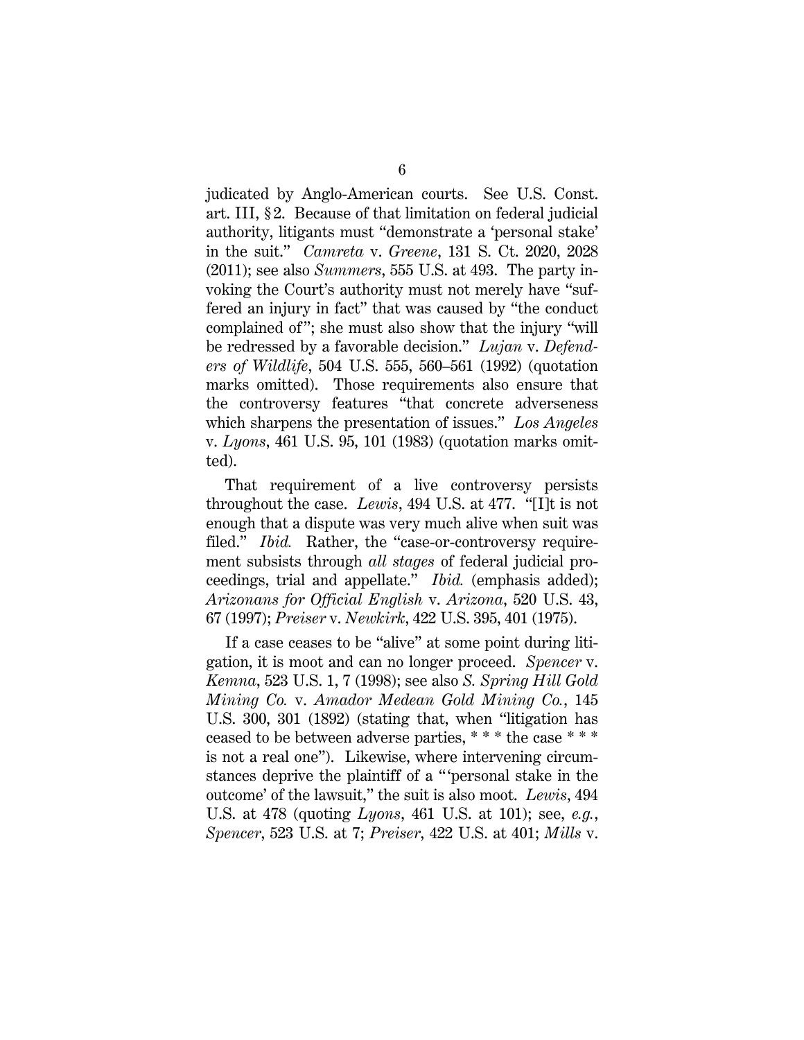judicated by Anglo-American courts. See U.S. Const. art. III, §2. Because of that limitation on federal judicial authority, litigants must "demonstrate a 'personal stake' in the suit." *Camreta* v. *Greene*, 131 S. Ct. 2020, 2028 (2011); see also *Summers*, 555 U.S. at 493. The party invoking the Court's authority must not merely have "suffered an injury in fact" that was caused by "the conduct complained of"; she must also show that the injury "will be redressed by a favorable decision." *Lujan* v. *Defenders of Wildlife*, 504 U.S. 555, 560–561 (1992) (quotation marks omitted). Those requirements also ensure that the controversy features "that concrete adverseness which sharpens the presentation of issues." *Los Angeles* v. *Lyons*, 461 U.S. 95, 101 (1983) (quotation marks omitted).

That requirement of a live controversy persists throughout the case. *Lewis*, 494 U.S. at 477. "[I]t is not enough that a dispute was very much alive when suit was filed." *Ibid.* Rather, the "case-or-controversy requirement subsists through *all stages* of federal judicial proceedings, trial and appellate." *Ibid.* (emphasis added); *Arizonans for Official English* v. *Arizona*, 520 U.S. 43, 67 (1997); *Preiser* v. *Newkirk*, 422 U.S. 395, 401 (1975).

If a case ceases to be "alive" at some point during litigation, it is moot and can no longer proceed. *Spencer* v. *Kemna*, 523 U.S. 1, 7 (1998); see also *S. Spring Hill Gold Mining Co.* v. *Amador Medean Gold Mining Co.*, 145 U.S. 300, 301 (1892) (stating that, when "litigation has ceased to be between adverse parties, * * * the case * * * is not a real one"). Likewise, where intervening circumstances deprive the plaintiff of a "'personal stake in the outcome' of the lawsuit," the suit is also moot. *Lewis*, 494 U.S. at 478 (quoting *Lyons*, 461 U.S. at 101); see, *e.g.*, *Spencer*, 523 U.S. at 7; *Preiser*, 422 U.S. at 401; *Mills* v.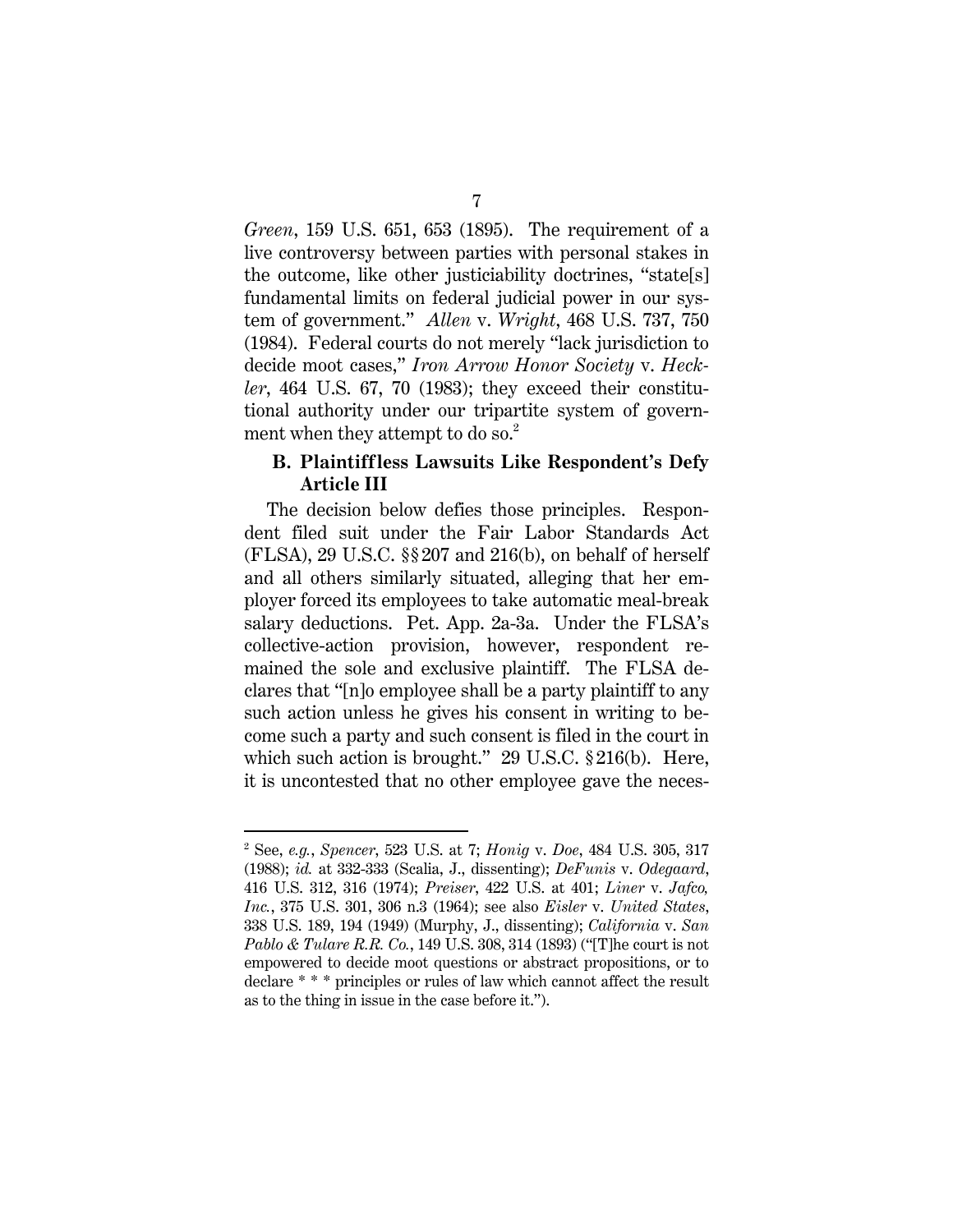*Green*, 159 U.S. 651, 653 (1895). The requirement of a live controversy between parties with personal stakes in the outcome, like other justiciability doctrines, "state[s] fundamental limits on federal judicial power in our system of government." *Allen* v. *Wright*, 468 U.S. 737, 750 (1984). Federal courts do not merely "lack jurisdiction to decide moot cases," *Iron Arrow Honor Society* v. *Heckler*, 464 U.S. 67, 70 (1983); they exceed their constitutional authority under our tripartite system of government when they attempt to do so.[2]

### B. Plaintiffless Lawsuits Like Respondent's Defy Article III

The decision below defies those principles. Respondent filed suit under the Fair Labor Standards Act (FLSA), 29 U.S.C. §§ 207 and 216(b), on behalf of herself and all others similarly situated, alleging that her employer forced its employees to take automatic meal-break salary deductions. Pet. App. 2a-3a. Under the FLSA's collective-action provision, however, respondent remained the sole and exclusive plaintiff. The FLSA declares that "[n]o employee shall be a party plaintiff to any such action unless he gives his consent in writing to become such a party and such consent is filed in the court in which such action is brought." 29 U.S.C. § 216(b). Here, it is uncontested that no other employee gave the neces-

---

[2] See, *e.g.*, *Spencer*, 523 U.S. at 7; *Honig* v. *Doe*, 484 U.S. 305, 317 (1988); *id.* at 332-333 (Scalia, J., dissenting); *DeFunis* v. *Odegaard*, 416 U.S. 312, 316 (1974); *Preiser*, 422 U.S. at 401; *Liner* v. *Jafco, Inc.*, 375 U.S. 301, 306 n.3 (1964); see also *Eisler* v. *United States*, 338 U.S. 189, 194 (1949) (Murphy, J., dissenting); *California* v. *San Pablo & Tulare R.R. Co.*, 149 U.S. 308, 314 (1893) ("[T]he court is not empowered to decide moot questions or abstract propositions, or to declare * * * principles or rules of law which cannot affect the result as to the thing in issue in the case before it.").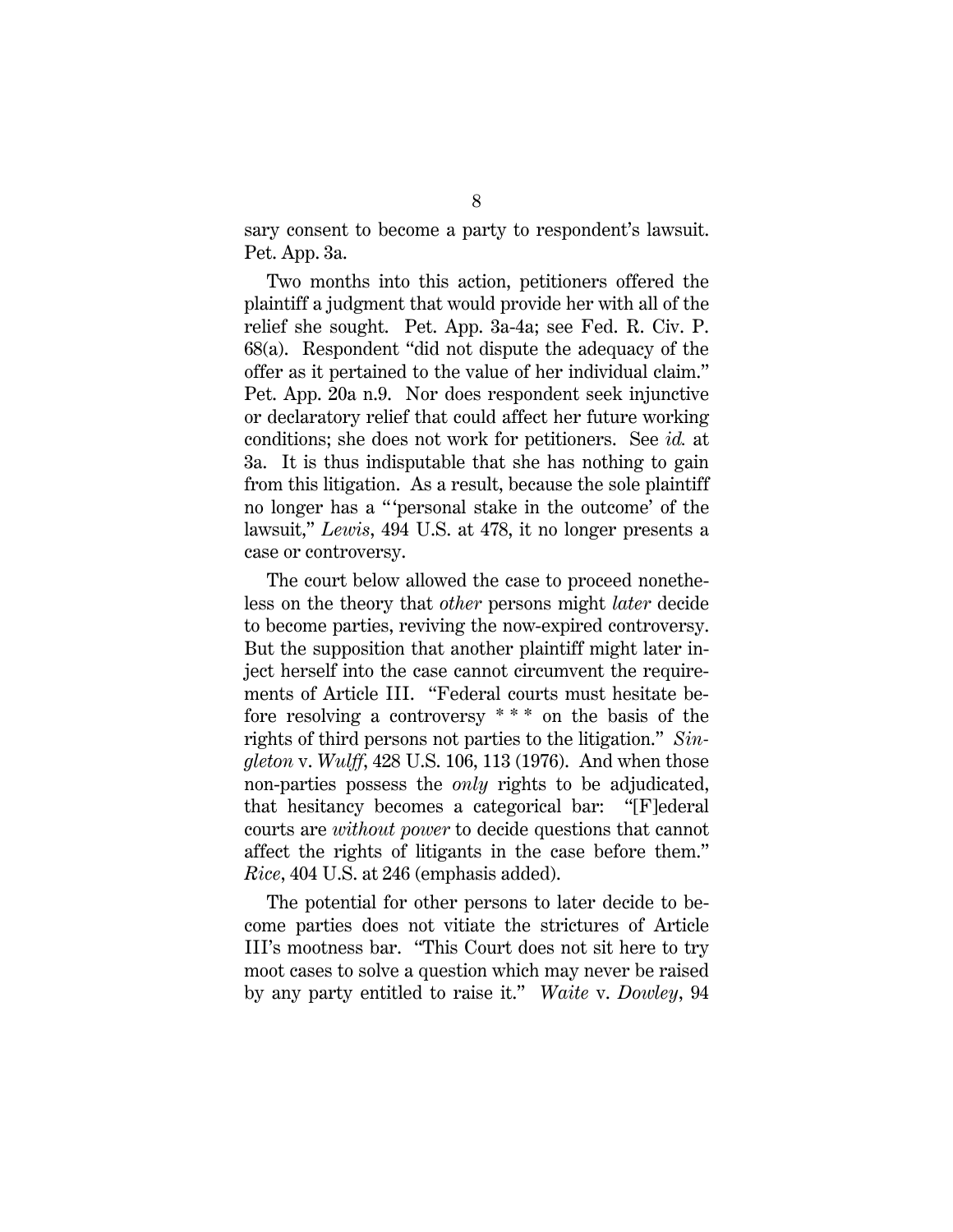sary consent to become a party to respondent's lawsuit. Pet. App. 3a.

Two months into this action, petitioners offered the plaintiff a judgment that would provide her with all of the relief she sought. Pet. App. 3a-4a; see Fed. R. Civ. P. 68(a). Respondent "did not dispute the adequacy of the offer as it pertained to the value of her individual claim." Pet. App. 20a n.9. Nor does respondent seek injunctive or declaratory relief that could affect her future working conditions; she does not work for petitioners. See *id.* at 3a. It is thus indisputable that she has nothing to gain from this litigation. As a result, because the sole plaintiff no longer has a "'personal stake in the outcome' of the lawsuit," *Lewis*, 494 U.S. at 478, it no longer presents a case or controversy.

The court below allowed the case to proceed nonetheless on the theory that *other* persons might *later* decide to become parties, reviving the now-expired controversy. But the supposition that another plaintiff might later inject herself into the case cannot circumvent the requirements of Article III. "Federal courts must hesitate before resolving a controversy * * * on the basis of the rights of third persons not parties to the litigation." *Singleton* v. *Wulff*, 428 U.S. 106, 113 (1976). And when those non-parties possess the *only* rights to be adjudicated, that hesitancy becomes a categorical bar: "[F]ederal courts are *without power* to decide questions that cannot affect the rights of litigants in the case before them." *Rice*, 404 U.S. at 246 (emphasis added).

The potential for other persons to later decide to become parties does not vitiate the strictures of Article III's mootness bar. "This Court does not sit here to try moot cases to solve a question which may never be raised by any party entitled to raise it." *Waite* v. *Dowley*, 94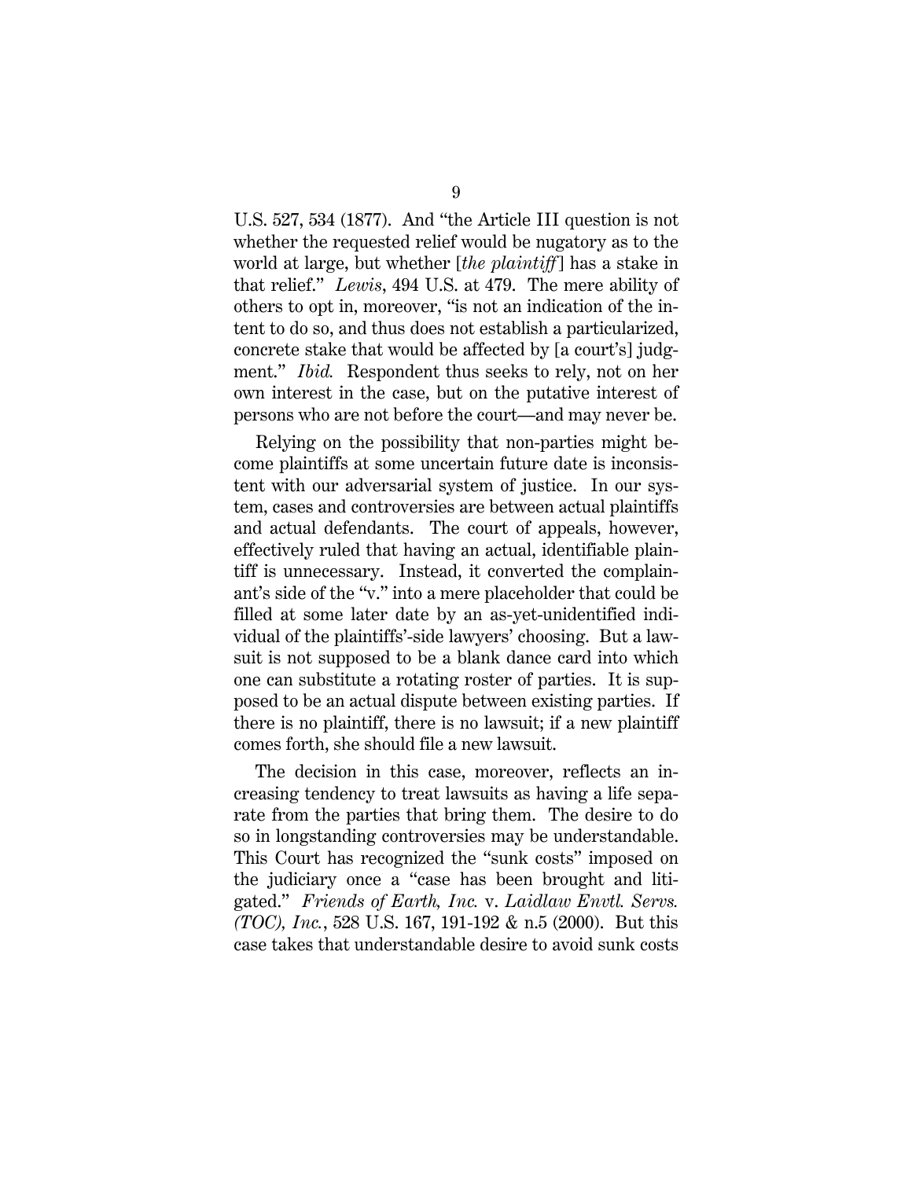U.S. 527, 534 (1877). And "the Article III question is not whether the requested relief would be nugatory as to the world at large, but whether [*the plaintiff*] has a stake in that relief." *Lewis*, 494 U.S. at 479. The mere ability of others to opt in, moreover, "is not an indication of the intent to do so, and thus does not establish a particularized, concrete stake that would be affected by [a court's] judgment." *Ibid.* Respondent thus seeks to rely, not on her own interest in the case, but on the putative interest of persons who are not before the court—and may never be.

Relying on the possibility that non-parties might become plaintiffs at some uncertain future date is inconsistent with our adversarial system of justice. In our system, cases and controversies are between actual plaintiffs and actual defendants. The court of appeals, however, effectively ruled that having an actual, identifiable plaintiff is unnecessary. Instead, it converted the complainant's side of the "v." into a mere placeholder that could be filled at some later date by an as-yet-unidentified individual of the plaintiffs'-side lawyers' choosing. But a lawsuit is not supposed to be a blank dance card into which one can substitute a rotating roster of parties. It is supposed to be an actual dispute between existing parties. If there is no plaintiff, there is no lawsuit; if a new plaintiff comes forth, she should file a new lawsuit.

The decision in this case, moreover, reflects an increasing tendency to treat lawsuits as having a life separate from the parties that bring them. The desire to do so in longstanding controversies may be understandable. This Court has recognized the "sunk costs" imposed on the judiciary once a "case has been brought and litigated." *Friends of Earth, Inc.* v. *Laidlaw Envtl. Servs. (TOC), Inc.*, 528 U.S. 167, 191-192 & n.5 (2000). But this case takes that understandable desire to avoid sunk costs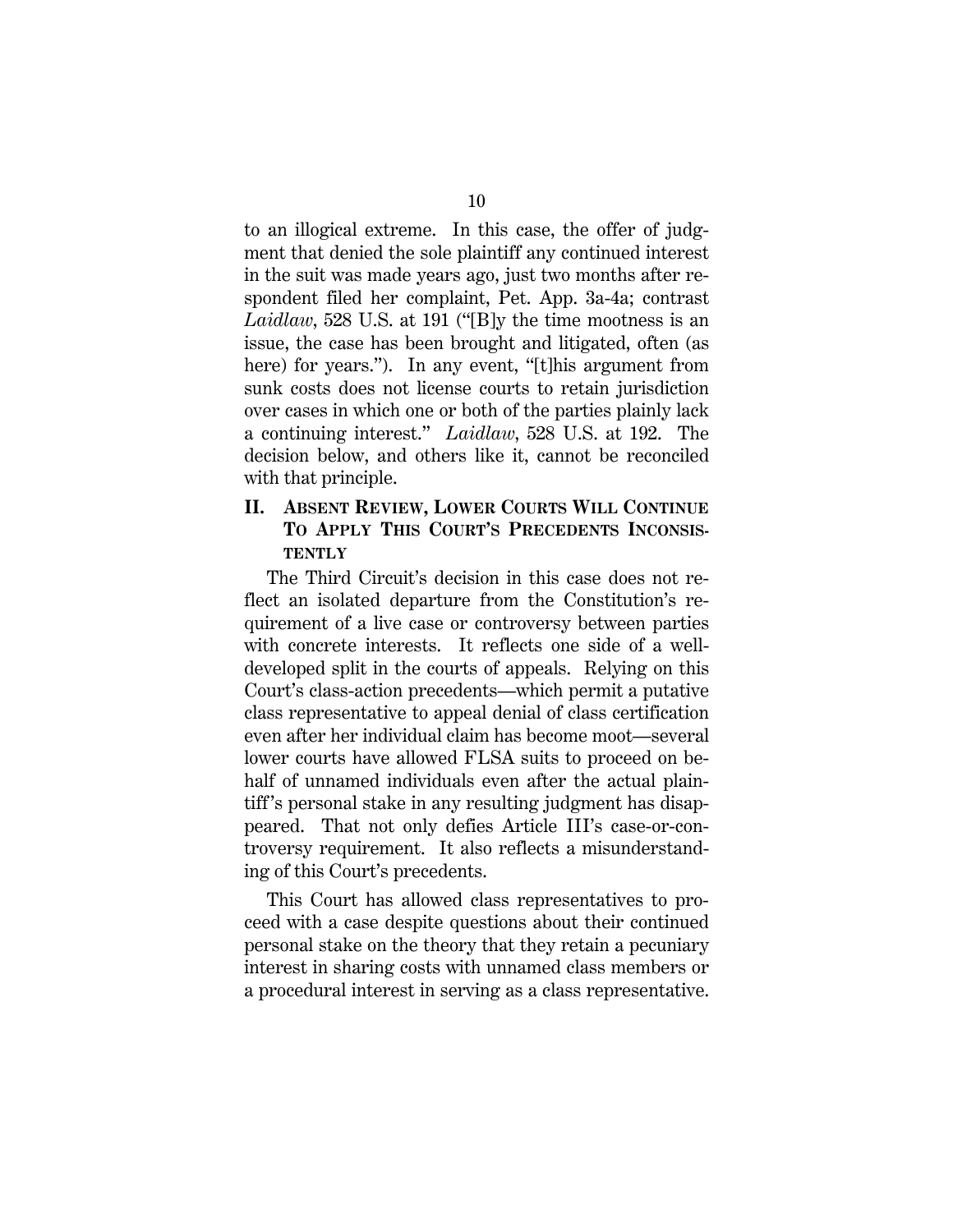to an illogical extreme. In this case, the offer of judgment that denied the sole plaintiff any continued interest in the suit was made years ago, just two months after respondent filed her complaint, Pet. App. 3a-4a; contrast *Laidlaw*, 528 U.S. at 191 ("[B]y the time mootness is an issue, the case has been brought and litigated, often (as here) for years."). In any event, "[t]his argument from sunk costs does not license courts to retain jurisdiction over cases in which one or both of the parties plainly lack a continuing interest." *Laidlaw*, 528 U.S. at 192. The decision below, and others like it, cannot be reconciled with that principle.

## II. ABSENT REVIEW, LOWER COURTS WILL CONTINUE TO APPLY THIS COURT'S PRECEDENTS INCONSISTENTLY

The Third Circuit's decision in this case does not reflect an isolated departure from the Constitution's requirement of a live case or controversy between parties with concrete interests. It reflects one side of a well-developed split in the courts of appeals. Relying on this Court's class-action precedents—which permit a putative class representative to appeal denial of class certification even after her individual claim has become moot—several lower courts have allowed FLSA suits to proceed on behalf of unnamed individuals even after the actual plaintiff's personal stake in any resulting judgment has disappeared. That not only defies Article III's case-or-controversy requirement. It also reflects a misunderstanding of this Court's precedents.

This Court has allowed class representatives to proceed with a case despite questions about their continued personal stake on the theory that they retain a pecuniary interest in sharing costs with unnamed class members or a procedural interest in serving as a class representative.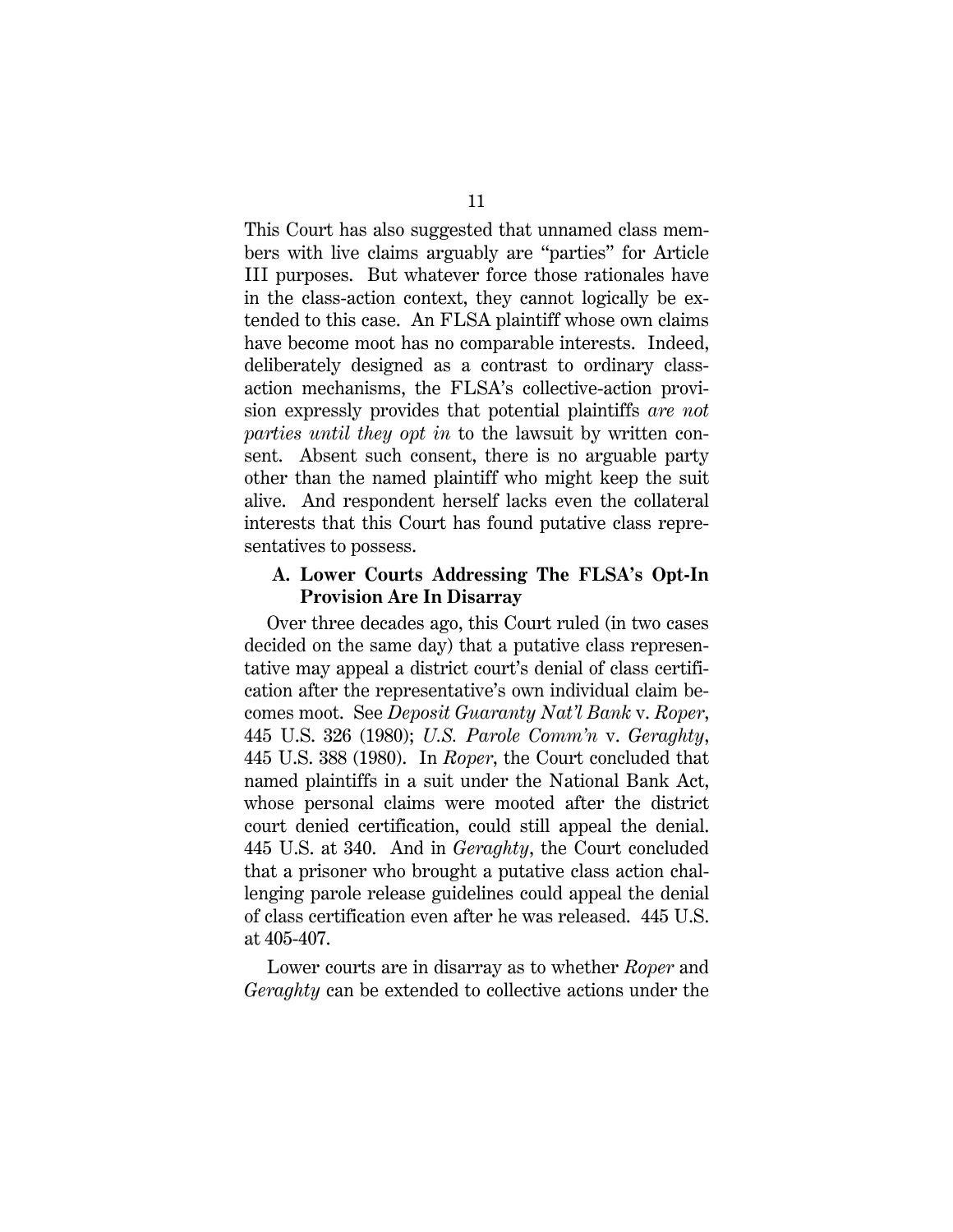This Court has also suggested that unnamed class members with live claims arguably are "parties" for Article III purposes. But whatever force those rationales have in the class-action context, they cannot logically be extended to this case. An FLSA plaintiff whose own claims have become moot has no comparable interests. Indeed, deliberately designed as a contrast to ordinary class-action mechanisms, the FLSA's collective-action provision expressly provides that potential plaintiffs *are not parties until they opt in* to the lawsuit by written consent. Absent such consent, there is no arguable party other than the named plaintiff who might keep the suit alive. And respondent herself lacks even the collateral interests that this Court has found putative class representatives to possess.

### A. Lower Courts Addressing The FLSA's Opt-In Provision Are In Disarray

Over three decades ago, this Court ruled (in two cases decided on the same day) that a putative class representative may appeal a district court's denial of class certification after the representative's own individual claim becomes moot. See *Deposit Guaranty Nat'l Bank* v. *Roper*, 445 U.S. 326 (1980); *U.S. Parole Comm'n* v. *Geraghty*, 445 U.S. 388 (1980). In *Roper*, the Court concluded that named plaintiffs in a suit under the National Bank Act, whose personal claims were mooted after the district court denied certification, could still appeal the denial. 445 U.S. at 340. And in *Geraghty*, the Court concluded that a prisoner who brought a putative class action challenging parole release guidelines could appeal the denial of class certification even after he was released. 445 U.S. at 405-407.

Lower courts are in disarray as to whether *Roper* and *Geraghty* can be extended to collective actions under the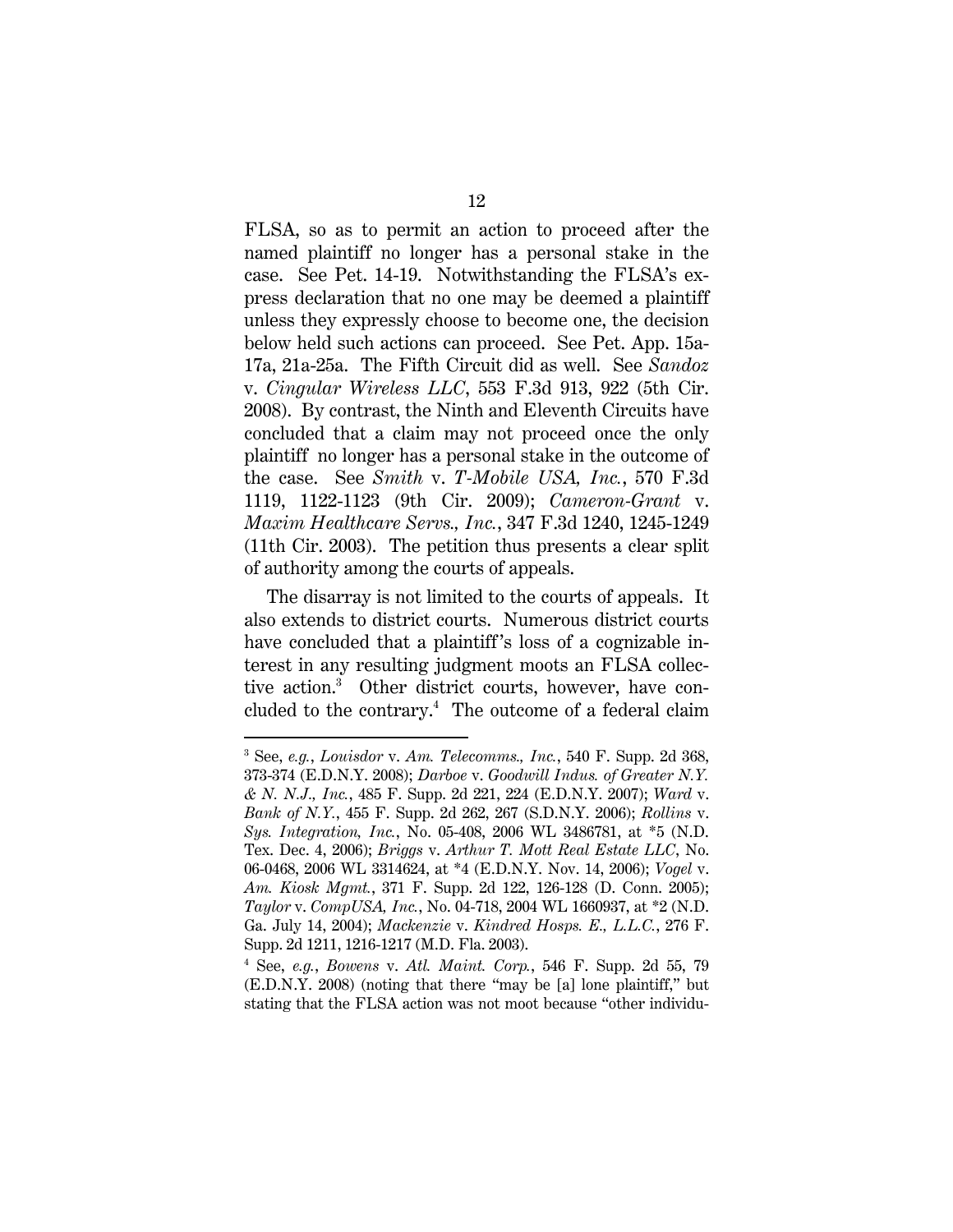FLSA, so as to permit an action to proceed after the named plaintiff no longer has a personal stake in the case. See Pet. 14-19. Notwithstanding the FLSA's express declaration that no one may be deemed a plaintiff unless they expressly choose to become one, the decision below held such actions can proceed. See Pet. App. 15a-17a, 21a-25a. The Fifth Circuit did as well. See *Sandoz* v. *Cingular Wireless LLC*, 553 F.3d 913, 922 (5th Cir. 2008). By contrast, the Ninth and Eleventh Circuits have concluded that a claim may not proceed once the only plaintiff no longer has a personal stake in the outcome of the case. See *Smith* v. *T-Mobile USA, Inc.*, 570 F.3d 1119, 1122-1123 (9th Cir. 2009); *Cameron-Grant* v. *Maxim Healthcare Servs., Inc.*, 347 F.3d 1240, 1245-1249 (11th Cir. 2003). The petition thus presents a clear split of authority among the courts of appeals.

The disarray is not limited to the courts of appeals. It also extends to district courts. Numerous district courts have concluded that a plaintiff's loss of a cognizable interest in any resulting judgment moots an FLSA collective action.[3] Other district courts, however, have concluded to the contrary.[4] The outcome of a federal claim

---

[3] See, *e.g.*, *Louisdor* v. *Am. Telecomms., Inc.*, 540 F. Supp. 2d 368, 373-374 (E.D.N.Y. 2008); *Darboe* v. *Goodwill Indus. of Greater N.Y. & N. N.J., Inc.*, 485 F. Supp. 2d 221, 224 (E.D.N.Y. 2007); *Ward* v. *Bank of N.Y.*, 455 F. Supp. 2d 262, 267 (S.D.N.Y. 2006); *Rollins* v. *Sys. Integration, Inc.*, No. 05-408, 2006 WL 3486781, at *5 (N.D. Tex. Dec. 4, 2006); *Briggs* v. *Arthur T. Mott Real Estate LLC*, No. 06-0468, 2006 WL 3314624, at *4 (E.D.N.Y. Nov. 14, 2006); *Vogel* v. *Am. Kiosk Mgmt.*, 371 F. Supp. 2d 122, 126-128 (D. Conn. 2005); *Taylor* v. *CompUSA, Inc.*, No. 04-718, 2004 WL 1660937, at *2 (N.D. Ga. July 14, 2004); *Mackenzie* v. *Kindred Hosps. E., L.L.C.*, 276 F. Supp. 2d 1211, 1216-1217 (M.D. Fla. 2003).

[4] See, *e.g.*, *Bowens* v. *Atl. Maint. Corp.*, 546 F. Supp. 2d 55, 79 (E.D.N.Y. 2008) (noting that there "may be [a] lone plaintiff," but stating that the FLSA action was not moot because "other individu-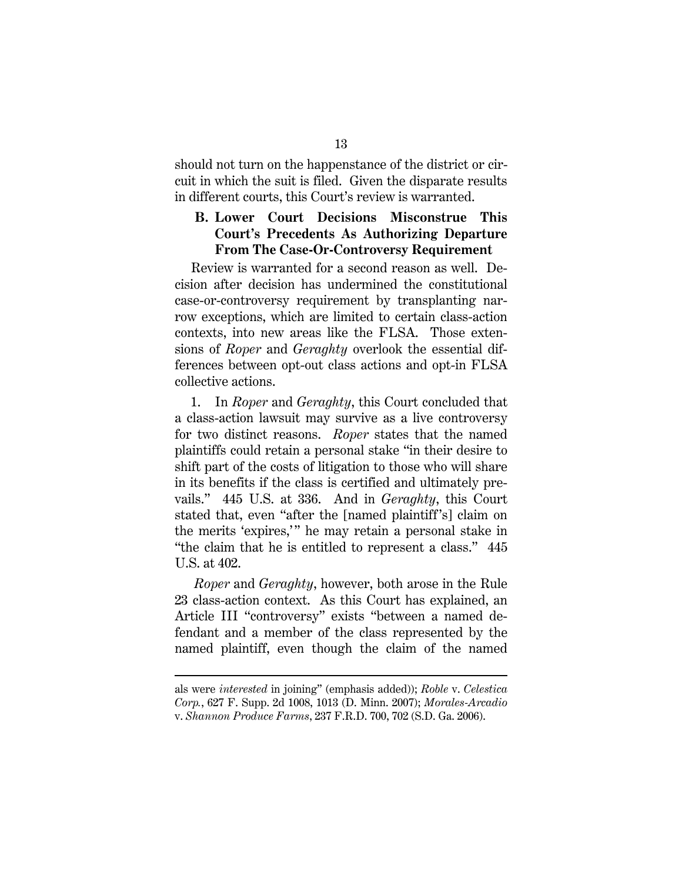should not turn on the happenstance of the district or circuit in which the suit is filed. Given the disparate results in different courts, this Court's review is warranted.

### B. Lower Court Decisions Misconstrue This Court's Precedents As Authorizing Departure From The Case-Or-Controversy Requirement

Review is warranted for a second reason as well. Decision after decision has undermined the constitutional case-or-controversy requirement by transplanting narrow exceptions, which are limited to certain class-action contexts, into new areas like the FLSA. Those extensions of *Roper* and *Geraghty* overlook the essential differences between opt-out class actions and opt-in FLSA collective actions.

1. In *Roper* and *Geraghty*, this Court concluded that a class-action lawsuit may survive as a live controversy for two distinct reasons. *Roper* states that the named plaintiffs could retain a personal stake "in their desire to shift part of the costs of litigation to those who will share in its benefits if the class is certified and ultimately prevails." 445 U.S. at 336. And in *Geraghty*, this Court stated that, even "after the [named plaintiff's] claim on the merits 'expires,'" he may retain a personal stake in "the claim that he is entitled to represent a class." 445 U.S. at 402.

*Roper* and *Geraghty*, however, both arose in the Rule 23 class-action context. As this Court has explained, an Article III "controversy" exists "between a named defendant and a member of the class represented by the named plaintiff, even though the claim of the named

---

als were *interested* in joining" (emphasis added)); *Roble* v. *Celestica Corp.*, 627 F. Supp. 2d 1008, 1013 (D. Minn. 2007); *Morales-Arcadio* v. *Shannon Produce Farms*, 237 F.R.D. 700, 702 (S.D. Ga. 2006).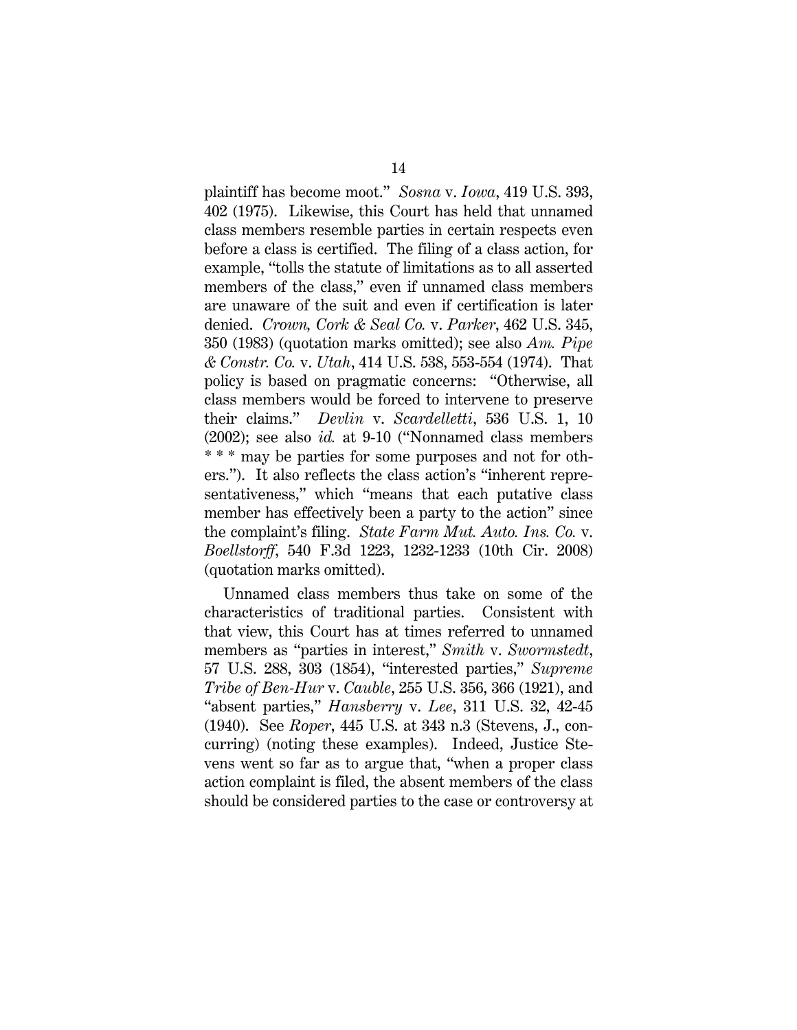plaintiff has become moot." *Sosna* v. *Iowa*, 419 U.S. 393, 402 (1975). Likewise, this Court has held that unnamed class members resemble parties in certain respects even before a class is certified. The filing of a class action, for example, "tolls the statute of limitations as to all asserted members of the class," even if unnamed class members are unaware of the suit and even if certification is later denied. *Crown, Cork & Seal Co.* v. *Parker*, 462 U.S. 345, 350 (1983) (quotation marks omitted); see also *Am. Pipe & Constr. Co.* v. *Utah*, 414 U.S. 538, 553-554 (1974). That policy is based on pragmatic concerns: "Otherwise, all class members would be forced to intervene to preserve their claims." *Devlin* v. *Scardelletti*, 536 U.S. 1, 10 (2002); see also *id.* at 9-10 ("Nonnamed class members * * * may be parties for some purposes and not for others."). It also reflects the class action's "inherent representativeness," which "means that each putative class member has effectively been a party to the action" since the complaint's filing. *State Farm Mut. Auto. Ins. Co.* v. *Boellstorff*, 540 F.3d 1223, 1232-1233 (10th Cir. 2008) (quotation marks omitted).

Unnamed class members thus take on some of the characteristics of traditional parties. Consistent with that view, this Court has at times referred to unnamed members as "parties in interest," *Smith* v. *Swormstedt*, 57 U.S. 288, 303 (1854), "interested parties," *Supreme Tribe of Ben-Hur* v. *Cauble*, 255 U.S. 356, 366 (1921), and "absent parties," *Hansberry* v. *Lee*, 311 U.S. 32, 42-45 (1940). See *Roper*, 445 U.S. at 343 n.3 (Stevens, J., concurring) (noting these examples). Indeed, Justice Stevens went so far as to argue that, "when a proper class action complaint is filed, the absent members of the class should be considered parties to the case or controversy at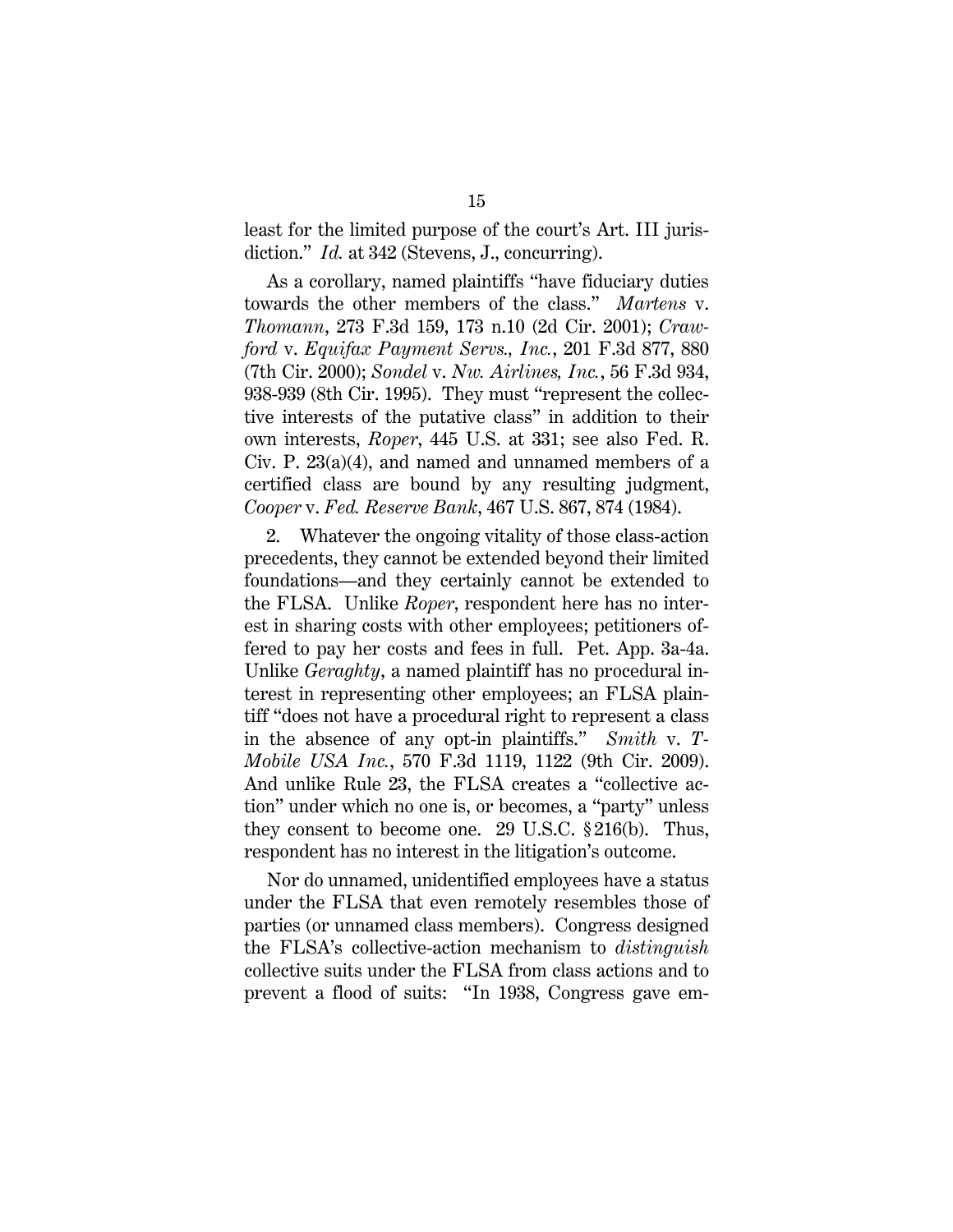least for the limited purpose of the court's Art. III jurisdiction." *Id.* at 342 (Stevens, J., concurring).

As a corollary, named plaintiffs "have fiduciary duties towards the other members of the class." *Martens* v. *Thomann*, 273 F.3d 159, 173 n.10 (2d Cir. 2001); *Crawford* v. *Equifax Payment Servs., Inc.*, 201 F.3d 877, 880 (7th Cir. 2000); *Sondel* v. *Nw. Airlines, Inc.*, 56 F.3d 934, 938-939 (8th Cir. 1995). They must "represent the collective interests of the putative class" in addition to their own interests, *Roper*, 445 U.S. at 331; see also Fed. R. Civ. P. 23(a)(4), and named and unnamed members of a certified class are bound by any resulting judgment, *Cooper* v. *Fed. Reserve Bank*, 467 U.S. 867, 874 (1984).

2. Whatever the ongoing vitality of those class-action precedents, they cannot be extended beyond their limited foundations—and they certainly cannot be extended to the FLSA. Unlike *Roper*, respondent here has no interest in sharing costs with other employees; petitioners offered to pay her costs and fees in full. Pet. App. 3a-4a. Unlike *Geraghty*, a named plaintiff has no procedural interest in representing other employees; an FLSA plaintiff "does not have a procedural right to represent a class in the absence of any opt-in plaintiffs." *Smith* v. *T-Mobile USA Inc.*, 570 F.3d 1119, 1122 (9th Cir. 2009). And unlike Rule 23, the FLSA creates a "collective action" under which no one is, or becomes, a "party" unless they consent to become one. 29 U.S.C. § 216(b). Thus, respondent has no interest in the litigation's outcome.

Nor do unnamed, unidentified employees have a status under the FLSA that even remotely resembles those of parties (or unnamed class members). Congress designed the FLSA's collective-action mechanism to *distinguish* collective suits under the FLSA from class actions and to prevent a flood of suits: "In 1938, Congress gave em-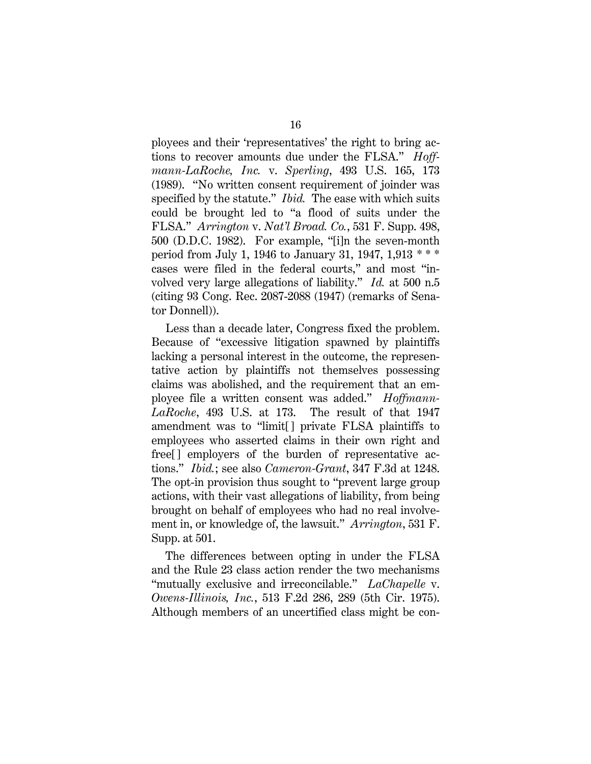ployees and their 'representatives' the right to bring actions to recover amounts due under the FLSA." *Hoffmann-LaRoche, Inc.* v. *Sperling*, 493 U.S. 165, 173 (1989). "No written consent requirement of joinder was specified by the statute." *Ibid.* The ease with which suits could be brought led to "a flood of suits under the FLSA." *Arrington* v. *Nat'l Broad. Co.*, 531 F. Supp. 498, 500 (D.D.C. 1982). For example, "[i]n the seven-month period from July 1, 1946 to January 31, 1947, 1,913 * * * cases were filed in the federal courts," and most "involved very large allegations of liability." *Id.* at 500 n.5 (citing 93 Cong. Rec. 2087-2088 (1947) (remarks of Senator Donnell)).

Less than a decade later, Congress fixed the problem. Because of "excessive litigation spawned by plaintiffs lacking a personal interest in the outcome, the representative action by plaintiffs not themselves possessing claims was abolished, and the requirement that an employee file a written consent was added." *Hoffmann-LaRoche*, 493 U.S. at 173. The result of that 1947 amendment was to "limit[ ] private FLSA plaintiffs to employees who asserted claims in their own right and free[ ] employers of the burden of representative actions." *Ibid.*; see also *Cameron-Grant*, 347 F.3d at 1248. The opt-in provision thus sought to "prevent large group actions, with their vast allegations of liability, from being brought on behalf of employees who had no real involvement in, or knowledge of, the lawsuit." *Arrington*, 531 F. Supp. at 501.

The differences between opting in under the FLSA and the Rule 23 class action render the two mechanisms "mutually exclusive and irreconcilable." *LaChapelle* v. *Owens-Illinois, Inc.*, 513 F.2d 286, 289 (5th Cir. 1975). Although members of an uncertified class might be con-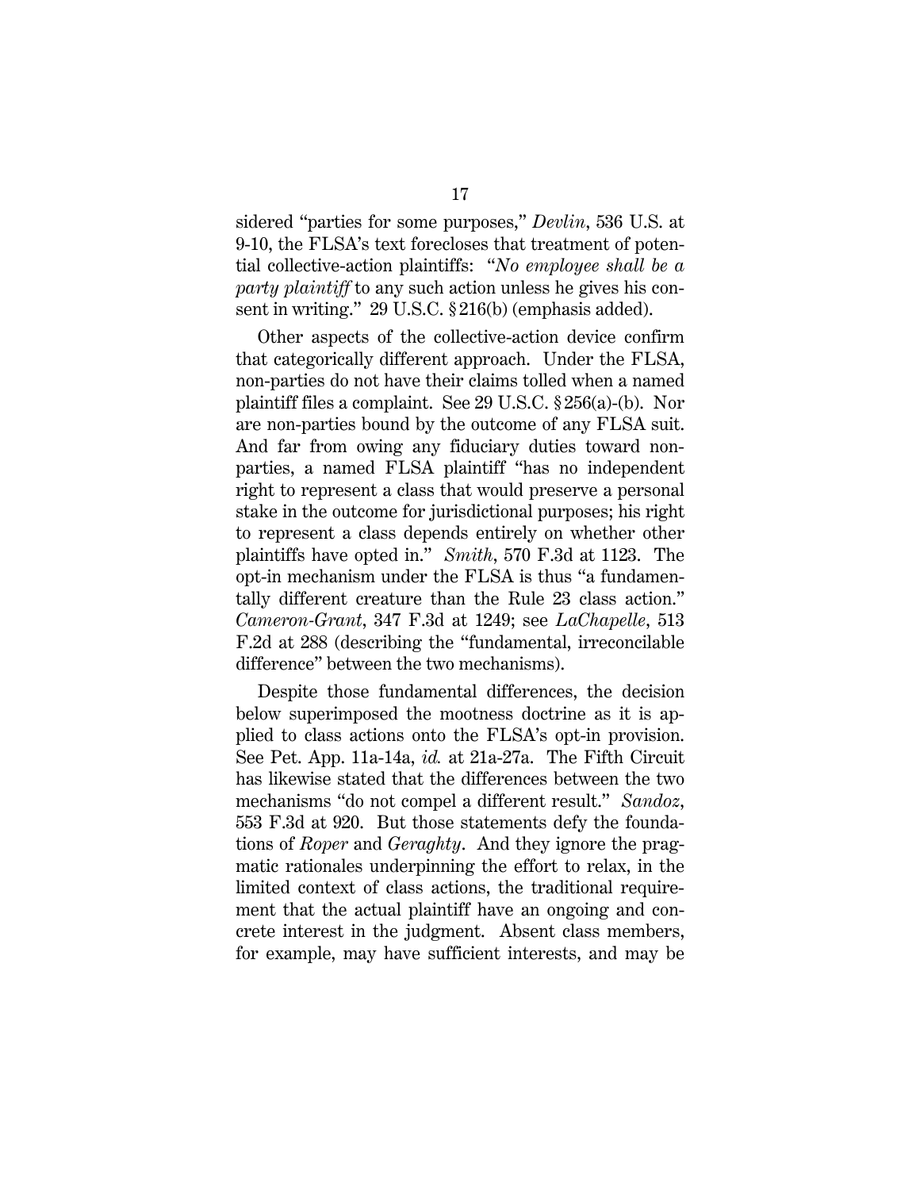sidered "parties for some purposes," *Devlin*, 536 U.S. at 9-10, the FLSA's text forecloses that treatment of potential collective-action plaintiffs: "*No employee shall be a party plaintiff* to any such action unless he gives his consent in writing." 29 U.S.C. § 216(b) (emphasis added).

Other aspects of the collective-action device confirm that categorically different approach. Under the FLSA, non-parties do not have their claims tolled when a named plaintiff files a complaint. See 29 U.S.C. § 256(a)-(b). Nor are non-parties bound by the outcome of any FLSA suit. And far from owing any fiduciary duties toward non-parties, a named FLSA plaintiff "has no independent right to represent a class that would preserve a personal stake in the outcome for jurisdictional purposes; his right to represent a class depends entirely on whether other plaintiffs have opted in." *Smith*, 570 F.3d at 1123. The opt-in mechanism under the FLSA is thus "a fundamentally different creature than the Rule 23 class action." *Cameron-Grant*, 347 F.3d at 1249; see *LaChapelle*, 513 F.2d at 288 (describing the "fundamental, irreconcilable difference" between the two mechanisms).

Despite those fundamental differences, the decision below superimposed the mootness doctrine as it is applied to class actions onto the FLSA's opt-in provision. See Pet. App. 11a-14a, *id.* at 21a-27a. The Fifth Circuit has likewise stated that the differences between the two mechanisms "do not compel a different result." *Sandoz*, 553 F.3d at 920. But those statements defy the foundations of *Roper* and *Geraghty*. And they ignore the pragmatic rationales underpinning the effort to relax, in the limited context of class actions, the traditional requirement that the actual plaintiff have an ongoing and concrete interest in the judgment. Absent class members, for example, may have sufficient interests, and may be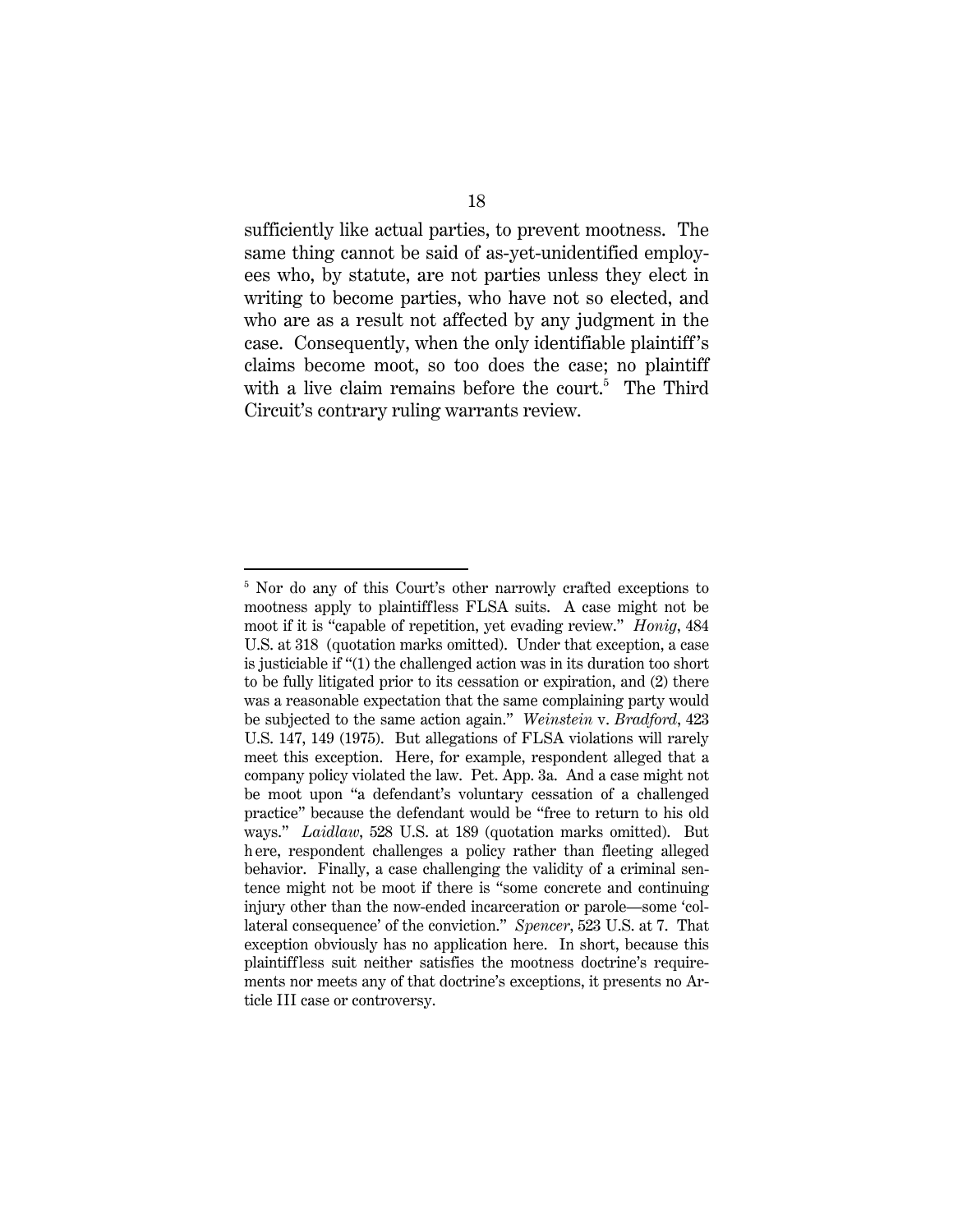sufficiently like actual parties, to prevent mootness. The same thing cannot be said of as-yet-unidentified employees who, by statute, are not parties unless they elect in writing to become parties, who have not so elected, and who are as a result not affected by any judgment in the case. Consequently, when the only identifiable plaintiff's claims become moot, so too does the case; no plaintiff with a live claim remains before the court.[5] The Third Circuit's contrary ruling warrants review.

---

[5] Nor do any of this Court's other narrowly crafted exceptions to mootness apply to plaintiffless FLSA suits. A case might not be moot if it is "capable of repetition, yet evading review." *Honig*, 484 U.S. at 318 (quotation marks omitted). Under that exception, a case is justiciable if "(1) the challenged action was in its duration too short to be fully litigated prior to its cessation or expiration, and (2) there was a reasonable expectation that the same complaining party would be subjected to the same action again." *Weinstein* v. *Bradford*, 423 U.S. 147, 149 (1975). But allegations of FLSA violations will rarely meet this exception. Here, for example, respondent alleged that a company policy violated the law. Pet. App. 3a. And a case might not be moot upon "a defendant's voluntary cessation of a challenged practice" because the defendant would be "free to return to his old ways." *Laidlaw*, 528 U.S. at 189 (quotation marks omitted). But here, respondent challenges a policy rather than fleeting alleged behavior. Finally, a case challenging the validity of a criminal sentence might not be moot if there is "some concrete and continuing injury other than the now-ended incarceration or parole—some 'collateral consequence' of the conviction." *Spencer*, 523 U.S. at 7. That exception obviously has no application here. In short, because this plaintiffless suit neither satisfies the mootness doctrine's requirements nor meets any of that doctrine's exceptions, it presents no Article III case or controversy.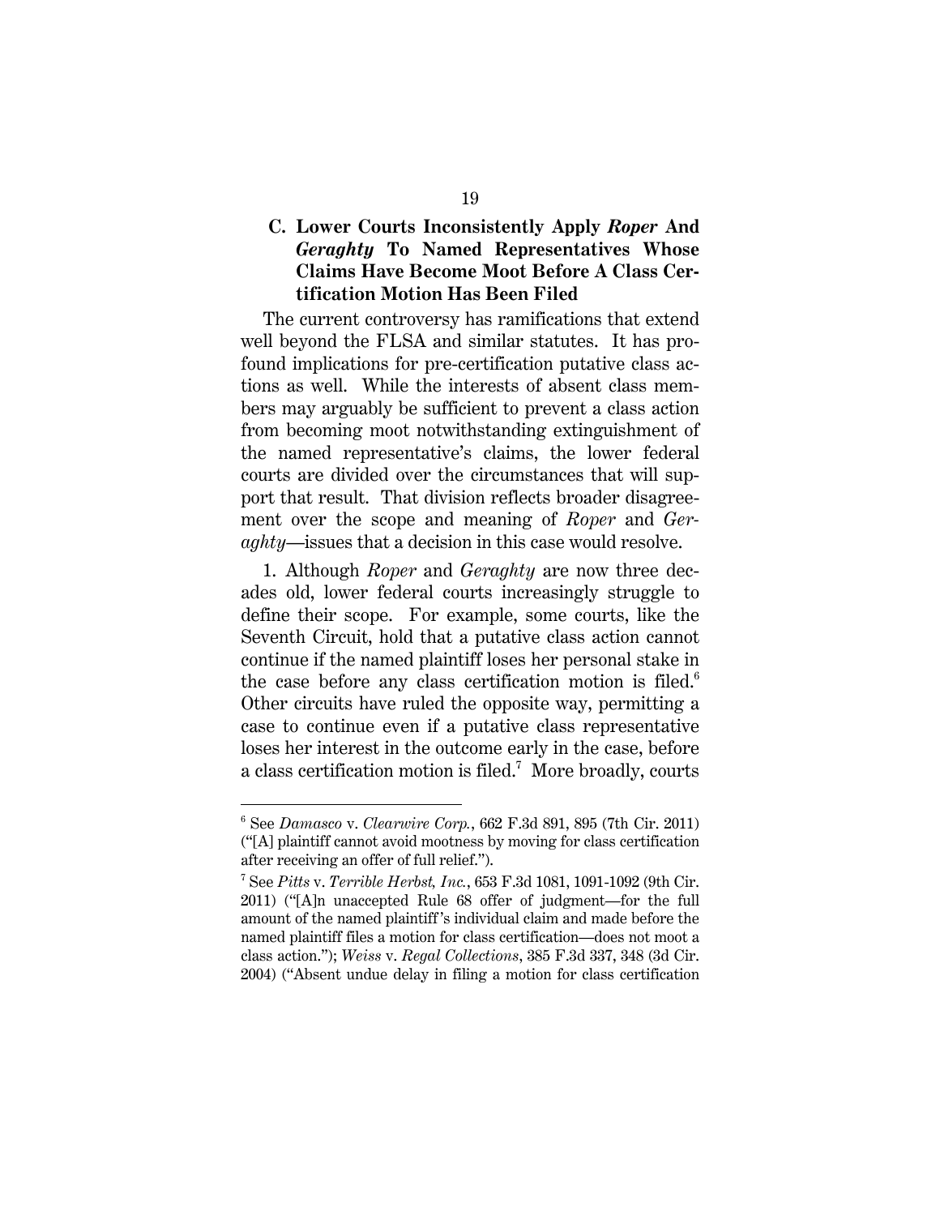### C. Lower Courts Inconsistently Apply *Roper* And *Geraghty* To Named Representatives Whose Claims Have Become Moot Before A Class Certification Motion Has Been Filed

The current controversy has ramifications that extend well beyond the FLSA and similar statutes. It has profound implications for pre-certification putative class actions as well. While the interests of absent class members may arguably be sufficient to prevent a class action from becoming moot notwithstanding extinguishment of the named representative's claims, the lower federal courts are divided over the circumstances that will support that result. That division reflects broader disagreement over the scope and meaning of *Roper* and *Geraghty*—issues that a decision in this case would resolve.

1. Although *Roper* and *Geraghty* are now three decades old, lower federal courts increasingly struggle to define their scope. For example, some courts, like the Seventh Circuit, hold that a putative class action cannot continue if the named plaintiff loses her personal stake in the case before any class certification motion is filed.[6] Other circuits have ruled the opposite way, permitting a case to continue even if a putative class representative loses her interest in the outcome early in the case, before a class certification motion is filed.[7] More broadly, courts

---

[6] See *Damasco* v. *Clearwire Corp.*, 662 F.3d 891, 895 (7th Cir. 2011) ("[A] plaintiff cannot avoid mootness by moving for class certification after receiving an offer of full relief.").

[7] See *Pitts* v. *Terrible Herbst, Inc.*, 653 F.3d 1081, 1091-1092 (9th Cir. 2011) ("[A]n unaccepted Rule 68 offer of judgment—for the full amount of the named plaintiff's individual claim and made before the named plaintiff files a motion for class certification—does not moot a class action."); *Weiss* v. *Regal Collections*, 385 F.3d 337, 348 (3d Cir. 2004) ("Absent undue delay in filing a motion for class certification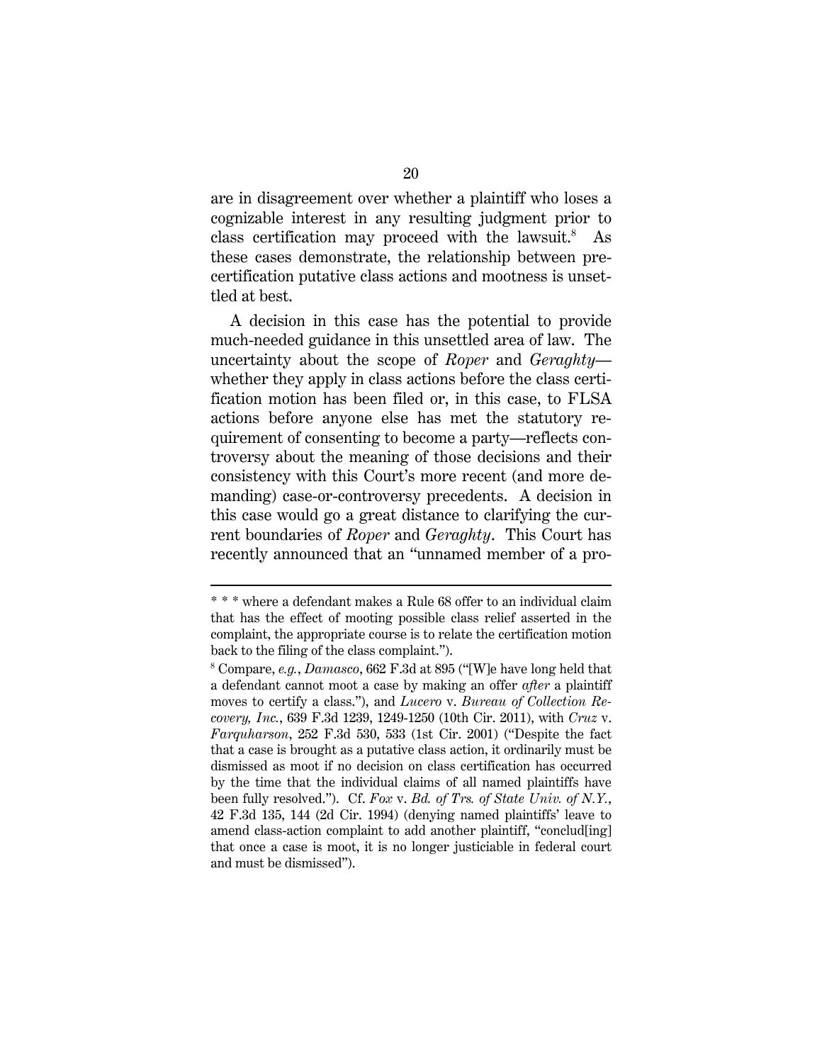are in disagreement over whether a plaintiff who loses a cognizable interest in any resulting judgment prior to class certification may proceed with the lawsuit.[8] As these cases demonstrate, the relationship between pre-certification putative class actions and mootness is unsettled at best.

A decision in this case has the potential to provide much-needed guidance in this unsettled area of law. The uncertainty about the scope of *Roper* and *Geraghty*—whether they apply in class actions before the class certification motion has been filed or, in this case, to FLSA actions before anyone else has met the statutory requirement of consenting to become a party—reflects controversy about the meaning of those decisions and their consistency with this Court's more recent (and more demanding) case-or-controversy precedents. A decision in this case would go a great distance to clarifying the current boundaries of *Roper* and *Geraghty*. This Court has recently announced that an "unnamed member of a pro-

---

* * * where a defendant makes a Rule 68 offer to an individual claim that has the effect of mooting possible class relief asserted in the complaint, the appropriate course is to relate the certification motion back to the filing of the class complaint.").

[8] Compare, *e.g.*, *Damasco*, 662 F.3d at 895 ("[W]e have long held that a defendant cannot moot a case by making an offer *after* a plaintiff moves to certify a class."), and *Lucero* v. *Bureau of Collection Recovery, Inc.*, 639 F.3d 1239, 1249-1250 (10th Cir. 2011), with *Cruz* v. *Farquharson*, 252 F.3d 530, 533 (1st Cir. 2001) ("Despite the fact that a case is brought as a putative class action, it ordinarily must be dismissed as moot if no decision on class certification has occurred by the time that the individual claims of all named plaintiffs have been fully resolved."). Cf. *Fox* v. *Bd. of Trs. of State Univ. of N.Y.*, 42 F.3d 135, 144 (2d Cir. 1994) (denying named plaintiffs' leave to amend class-action complaint to add another plaintiff, "conclud[ing] that once a case is moot, it is no longer justiciable in federal court and must be dismissed").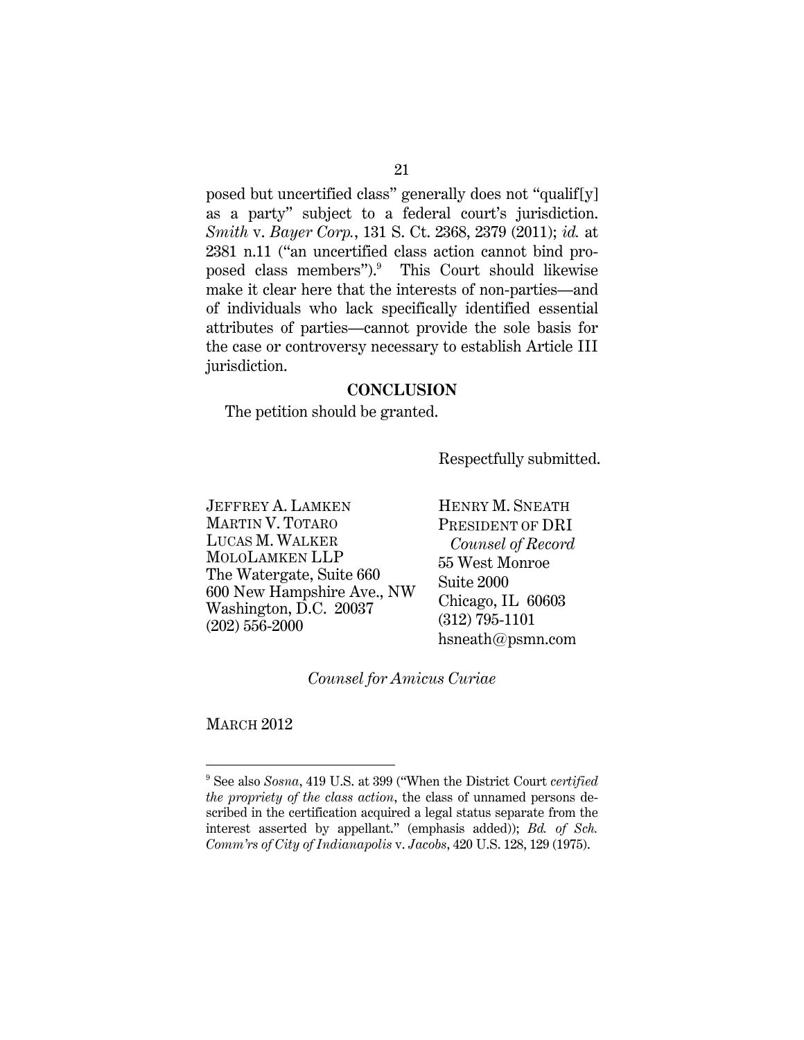posed but uncertified class" generally does not "qualif[y] as a party" subject to a federal court's jurisdiction. *Smith* v. *Bayer Corp.*, 131 S. Ct. 2368, 2379 (2011); *id.* at 2381 n.11 ("an uncertified class action cannot bind proposed class members").[9] This Court should likewise make it clear here that the interests of non-parties—and of individuals who lack specifically identified essential attributes of parties—cannot provide the sole basis for the case or controversy necessary to establish Article III jurisdiction.

## CONCLUSION

The petition should be granted.

Respectfully submitted.

JEFFREY A. LAMKEN
MARTIN V. TOTARO
LUCAS M. WALKER
MOLOLAMKEN LLP
The Watergate, Suite 660
600 New Hampshire Ave., NW
Washington, D.C. 20037
(202) 556-2000

HENRY M. SNEATH
PRESIDENT OF DRI
*Counsel of Record*
55 West Monroe
Suite 2000
Chicago, IL 60603
(312) 795-1101
hsneath@psmn.com

*Counsel for Amicus Curiae*

MARCH 2012

---

[9] See also *Sosna*, 419 U.S. at 399 ("When the District Court *certified the propriety of the class action*, the class of unnamed persons described in the certification acquired a legal status separate from the interest asserted by appellant." (emphasis added)); *Bd. of Sch. Comm'rs of City of Indianapolis* v. *Jacobs*, 420 U.S. 128, 129 (1975).